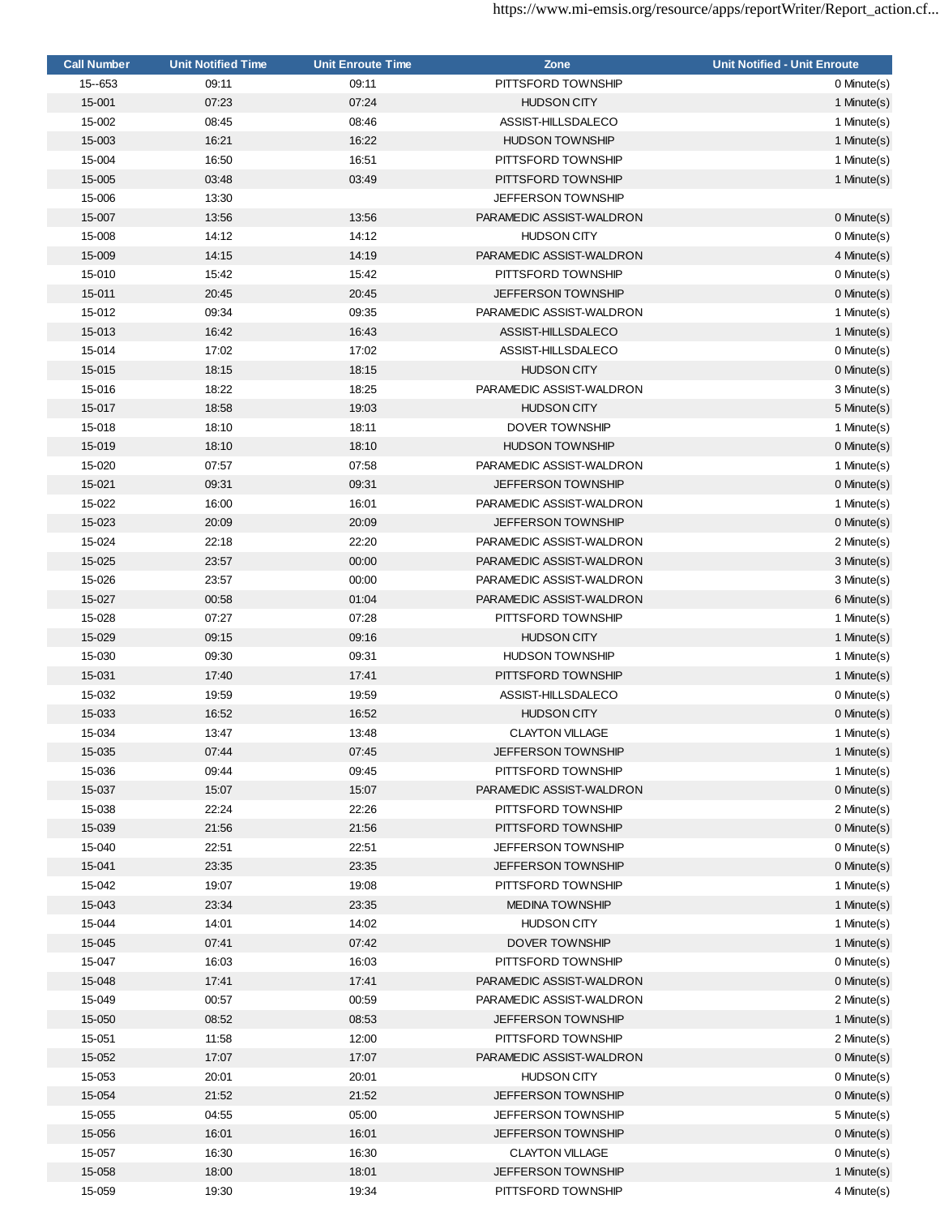| Call Number | Unit Notified Time | Unit Enroute Time | Zone | Unit Notified - Unit Enroute |
|---|---|---|---|---|
| 15--653 | 09:11 | 09:11 | PITTSFORD TOWNSHIP | 0 Minute(s) |
| 15-001 | 07:23 | 07:24 | HUDSON CITY | 1 Minute(s) |
| 15-002 | 08:45 | 08:46 | ASSIST-HILLSDALECO | 1 Minute(s) |
| 15-003 | 16:21 | 16:22 | HUDSON TOWNSHIP | 1 Minute(s) |
| 15-004 | 16:50 | 16:51 | PITTSFORD TOWNSHIP | 1 Minute(s) |
| 15-005 | 03:48 | 03:49 | PITTSFORD TOWNSHIP | 1 Minute(s) |
| 15-006 | 13:30 | | JEFFERSON TOWNSHIP | |
| 15-007 | 13:56 | 13:56 | PARAMEDIC ASSIST-WALDRON | 0 Minute(s) |
| 15-008 | 14:12 | 14:12 | HUDSON CITY | 0 Minute(s) |
| 15-009 | 14:15 | 14:19 | PARAMEDIC ASSIST-WALDRON | 4 Minute(s) |
| 15-010 | 15:42 | 15:42 | PITTSFORD TOWNSHIP | 0 Minute(s) |
| 15-011 | 20:45 | 20:45 | JEFFERSON TOWNSHIP | 0 Minute(s) |
| 15-012 | 09:34 | 09:35 | PARAMEDIC ASSIST-WALDRON | 1 Minute(s) |
| 15-013 | 16:42 | 16:43 | ASSIST-HILLSDALECO | 1 Minute(s) |
| 15-014 | 17:02 | 17:02 | ASSIST-HILLSDALECO | 0 Minute(s) |
| 15-015 | 18:15 | 18:15 | HUDSON CITY | 0 Minute(s) |
| 15-016 | 18:22 | 18:25 | PARAMEDIC ASSIST-WALDRON | 3 Minute(s) |
| 15-017 | 18:58 | 19:03 | HUDSON CITY | 5 Minute(s) |
| 15-018 | 18:10 | 18:11 | DOVER TOWNSHIP | 1 Minute(s) |
| 15-019 | 18:10 | 18:10 | HUDSON TOWNSHIP | 0 Minute(s) |
| 15-020 | 07:57 | 07:58 | PARAMEDIC ASSIST-WALDRON | 1 Minute(s) |
| 15-021 | 09:31 | 09:31 | JEFFERSON TOWNSHIP | 0 Minute(s) |
| 15-022 | 16:00 | 16:01 | PARAMEDIC ASSIST-WALDRON | 1 Minute(s) |
| 15-023 | 20:09 | 20:09 | JEFFERSON TOWNSHIP | 0 Minute(s) |
| 15-024 | 22:18 | 22:20 | PARAMEDIC ASSIST-WALDRON | 2 Minute(s) |
| 15-025 | 23:57 | 00:00 | PARAMEDIC ASSIST-WALDRON | 3 Minute(s) |
| 15-026 | 23:57 | 00:00 | PARAMEDIC ASSIST-WALDRON | 3 Minute(s) |
| 15-027 | 00:58 | 01:04 | PARAMEDIC ASSIST-WALDRON | 6 Minute(s) |
| 15-028 | 07:27 | 07:28 | PITTSFORD TOWNSHIP | 1 Minute(s) |
| 15-029 | 09:15 | 09:16 | HUDSON CITY | 1 Minute(s) |
| 15-030 | 09:30 | 09:31 | HUDSON TOWNSHIP | 1 Minute(s) |
| 15-031 | 17:40 | 17:41 | PITTSFORD TOWNSHIP | 1 Minute(s) |
| 15-032 | 19:59 | 19:59 | ASSIST-HILLSDALECO | 0 Minute(s) |
| 15-033 | 16:52 | 16:52 | HUDSON CITY | 0 Minute(s) |
| 15-034 | 13:47 | 13:48 | CLAYTON VILLAGE | 1 Minute(s) |
| 15-035 | 07:44 | 07:45 | JEFFERSON TOWNSHIP | 1 Minute(s) |
| 15-036 | 09:44 | 09:45 | PITTSFORD TOWNSHIP | 1 Minute(s) |
| 15-037 | 15:07 | 15:07 | PARAMEDIC ASSIST-WALDRON | 0 Minute(s) |
| 15-038 | 22:24 | 22:26 | PITTSFORD TOWNSHIP | 2 Minute(s) |
| 15-039 | 21:56 | 21:56 | PITTSFORD TOWNSHIP | 0 Minute(s) |
| 15-040 | 22:51 | 22:51 | JEFFERSON TOWNSHIP | 0 Minute(s) |
| 15-041 | 23:35 | 23:35 | JEFFERSON TOWNSHIP | 0 Minute(s) |
| 15-042 | 19:07 | 19:08 | PITTSFORD TOWNSHIP | 1 Minute(s) |
| 15-043 | 23:34 | 23:35 | MEDINA TOWNSHIP | 1 Minute(s) |
| 15-044 | 14:01 | 14:02 | HUDSON CITY | 1 Minute(s) |
| 15-045 | 07:41 | 07:42 | DOVER TOWNSHIP | 1 Minute(s) |
| 15-047 | 16:03 | 16:03 | PITTSFORD TOWNSHIP | 0 Minute(s) |
| 15-048 | 17:41 | 17:41 | PARAMEDIC ASSIST-WALDRON | 0 Minute(s) |
| 15-049 | 00:57 | 00:59 | PARAMEDIC ASSIST-WALDRON | 2 Minute(s) |
| 15-050 | 08:52 | 08:53 | JEFFERSON TOWNSHIP | 1 Minute(s) |
| 15-051 | 11:58 | 12:00 | PITTSFORD TOWNSHIP | 2 Minute(s) |
| 15-052 | 17:07 | 17:07 | PARAMEDIC ASSIST-WALDRON | 0 Minute(s) |
| 15-053 | 20:01 | 20:01 | HUDSON CITY | 0 Minute(s) |
| 15-054 | 21:52 | 21:52 | JEFFERSON TOWNSHIP | 0 Minute(s) |
| 15-055 | 04:55 | 05:00 | JEFFERSON TOWNSHIP | 5 Minute(s) |
| 15-056 | 16:01 | 16:01 | JEFFERSON TOWNSHIP | 0 Minute(s) |
| 15-057 | 16:30 | 16:30 | CLAYTON VILLAGE | 0 Minute(s) |
| 15-058 | 18:00 | 18:01 | JEFFERSON TOWNSHIP | 1 Minute(s) |
| 15-059 | 19:30 | 19:34 | PITTSFORD TOWNSHIP | 4 Minute(s) |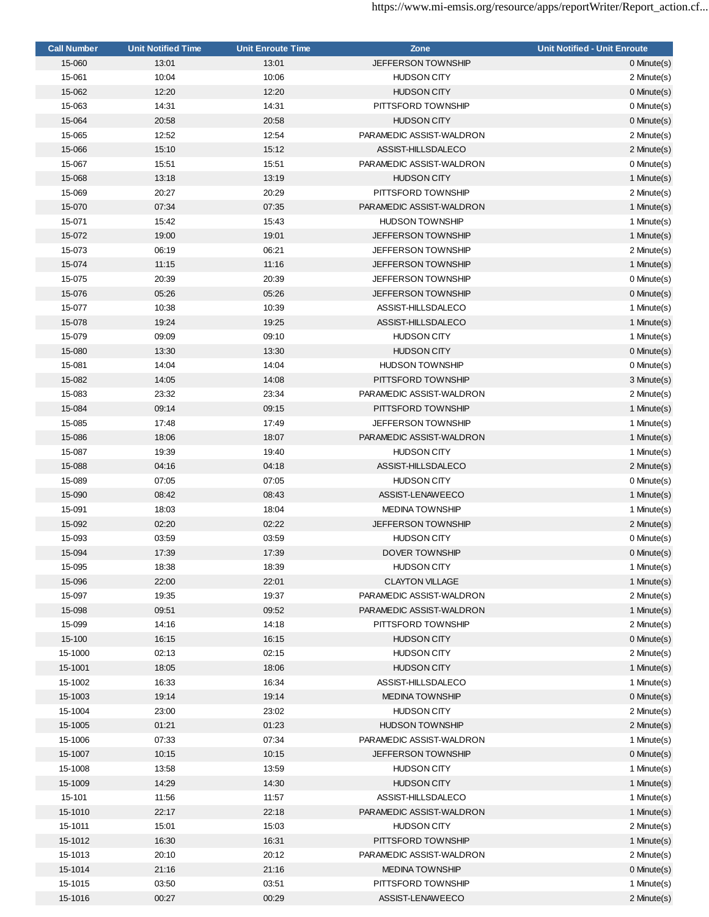| Call Number | Unit Notified Time | Unit Enroute Time | Zone | Unit Notified - Unit Enroute |
|---|---|---|---|---|
| 15-060 | 13:01 | 13:01 | JEFFERSON TOWNSHIP | 0 Minute(s) |
| 15-061 | 10:04 | 10:06 | HUDSON CITY | 2 Minute(s) |
| 15-062 | 12:20 | 12:20 | HUDSON CITY | 0 Minute(s) |
| 15-063 | 14:31 | 14:31 | PITTSFORD TOWNSHIP | 0 Minute(s) |
| 15-064 | 20:58 | 20:58 | HUDSON CITY | 0 Minute(s) |
| 15-065 | 12:52 | 12:54 | PARAMEDIC ASSIST-WALDRON | 2 Minute(s) |
| 15-066 | 15:10 | 15:12 | ASSIST-HILLSDALECO | 2 Minute(s) |
| 15-067 | 15:51 | 15:51 | PARAMEDIC ASSIST-WALDRON | 0 Minute(s) |
| 15-068 | 13:18 | 13:19 | HUDSON CITY | 1 Minute(s) |
| 15-069 | 20:27 | 20:29 | PITTSFORD TOWNSHIP | 2 Minute(s) |
| 15-070 | 07:34 | 07:35 | PARAMEDIC ASSIST-WALDRON | 1 Minute(s) |
| 15-071 | 15:42 | 15:43 | HUDSON TOWNSHIP | 1 Minute(s) |
| 15-072 | 19:00 | 19:01 | JEFFERSON TOWNSHIP | 1 Minute(s) |
| 15-073 | 06:19 | 06:21 | JEFFERSON TOWNSHIP | 2 Minute(s) |
| 15-074 | 11:15 | 11:16 | JEFFERSON TOWNSHIP | 1 Minute(s) |
| 15-075 | 20:39 | 20:39 | JEFFERSON TOWNSHIP | 0 Minute(s) |
| 15-076 | 05:26 | 05:26 | JEFFERSON TOWNSHIP | 0 Minute(s) |
| 15-077 | 10:38 | 10:39 | ASSIST-HILLSDALECO | 1 Minute(s) |
| 15-078 | 19:24 | 19:25 | ASSIST-HILLSDALECO | 1 Minute(s) |
| 15-079 | 09:09 | 09:10 | HUDSON CITY | 1 Minute(s) |
| 15-080 | 13:30 | 13:30 | HUDSON CITY | 0 Minute(s) |
| 15-081 | 14:04 | 14:04 | HUDSON TOWNSHIP | 0 Minute(s) |
| 15-082 | 14:05 | 14:08 | PITTSFORD TOWNSHIP | 3 Minute(s) |
| 15-083 | 23:32 | 23:34 | PARAMEDIC ASSIST-WALDRON | 2 Minute(s) |
| 15-084 | 09:14 | 09:15 | PITTSFORD TOWNSHIP | 1 Minute(s) |
| 15-085 | 17:48 | 17:49 | JEFFERSON TOWNSHIP | 1 Minute(s) |
| 15-086 | 18:06 | 18:07 | PARAMEDIC ASSIST-WALDRON | 1 Minute(s) |
| 15-087 | 19:39 | 19:40 | HUDSON CITY | 1 Minute(s) |
| 15-088 | 04:16 | 04:18 | ASSIST-HILLSDALECO | 2 Minute(s) |
| 15-089 | 07:05 | 07:05 | HUDSON CITY | 0 Minute(s) |
| 15-090 | 08:42 | 08:43 | ASSIST-LENAWEECO | 1 Minute(s) |
| 15-091 | 18:03 | 18:04 | MEDINA TOWNSHIP | 1 Minute(s) |
| 15-092 | 02:20 | 02:22 | JEFFERSON TOWNSHIP | 2 Minute(s) |
| 15-093 | 03:59 | 03:59 | HUDSON CITY | 0 Minute(s) |
| 15-094 | 17:39 | 17:39 | DOVER TOWNSHIP | 0 Minute(s) |
| 15-095 | 18:38 | 18:39 | HUDSON CITY | 1 Minute(s) |
| 15-096 | 22:00 | 22:01 | CLAYTON VILLAGE | 1 Minute(s) |
| 15-097 | 19:35 | 19:37 | PARAMEDIC ASSIST-WALDRON | 2 Minute(s) |
| 15-098 | 09:51 | 09:52 | PARAMEDIC ASSIST-WALDRON | 1 Minute(s) |
| 15-099 | 14:16 | 14:18 | PITTSFORD TOWNSHIP | 2 Minute(s) |
| 15-100 | 16:15 | 16:15 | HUDSON CITY | 0 Minute(s) |
| 15-1000 | 02:13 | 02:15 | HUDSON CITY | 2 Minute(s) |
| 15-1001 | 18:05 | 18:06 | HUDSON CITY | 1 Minute(s) |
| 15-1002 | 16:33 | 16:34 | ASSIST-HILLSDALECO | 1 Minute(s) |
| 15-1003 | 19:14 | 19:14 | MEDINA TOWNSHIP | 0 Minute(s) |
| 15-1004 | 23:00 | 23:02 | HUDSON CITY | 2 Minute(s) |
| 15-1005 | 01:21 | 01:23 | HUDSON TOWNSHIP | 2 Minute(s) |
| 15-1006 | 07:33 | 07:34 | PARAMEDIC ASSIST-WALDRON | 1 Minute(s) |
| 15-1007 | 10:15 | 10:15 | JEFFERSON TOWNSHIP | 0 Minute(s) |
| 15-1008 | 13:58 | 13:59 | HUDSON CITY | 1 Minute(s) |
| 15-1009 | 14:29 | 14:30 | HUDSON CITY | 1 Minute(s) |
| 15-101 | 11:56 | 11:57 | ASSIST-HILLSDALECO | 1 Minute(s) |
| 15-1010 | 22:17 | 22:18 | PARAMEDIC ASSIST-WALDRON | 1 Minute(s) |
| 15-1011 | 15:01 | 15:03 | HUDSON CITY | 2 Minute(s) |
| 15-1012 | 16:30 | 16:31 | PITTSFORD TOWNSHIP | 1 Minute(s) |
| 15-1013 | 20:10 | 20:12 | PARAMEDIC ASSIST-WALDRON | 2 Minute(s) |
| 15-1014 | 21:16 | 21:16 | MEDINA TOWNSHIP | 0 Minute(s) |
| 15-1015 | 03:50 | 03:51 | PITTSFORD TOWNSHIP | 1 Minute(s) |
| 15-1016 | 00:27 | 00:29 | ASSIST-LENAWEECO | 2 Minute(s) |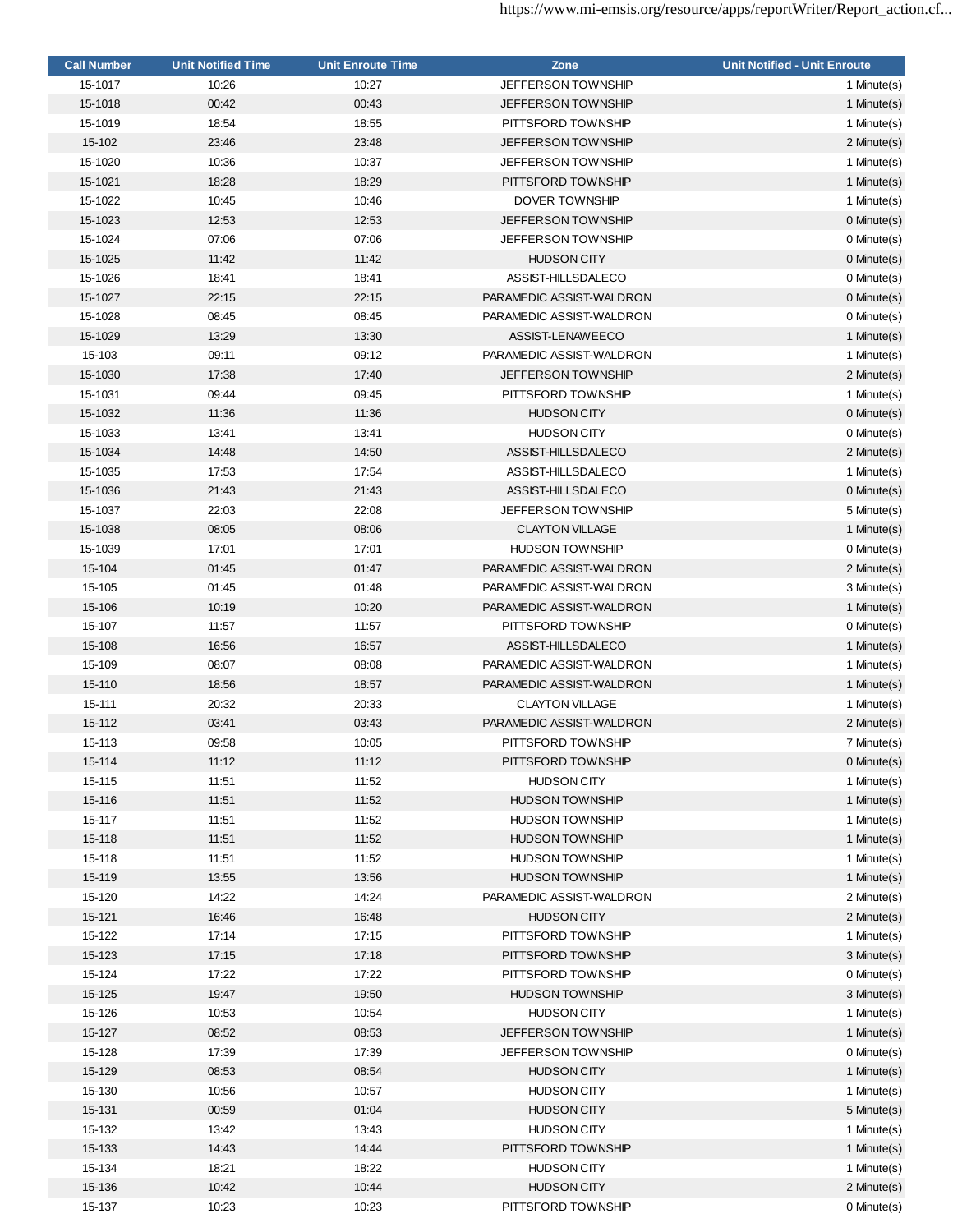| Call Number | Unit Notified Time | Unit Enroute Time | Zone | Unit Notified - Unit Enroute |
|---|---|---|---|---|
| 15-1017 | 10:26 | 10:27 | JEFFERSON TOWNSHIP | 1 Minute(s) |
| 15-1018 | 00:42 | 00:43 | JEFFERSON TOWNSHIP | 1 Minute(s) |
| 15-1019 | 18:54 | 18:55 | PITTSFORD TOWNSHIP | 1 Minute(s) |
| 15-102 | 23:46 | 23:48 | JEFFERSON TOWNSHIP | 2 Minute(s) |
| 15-1020 | 10:36 | 10:37 | JEFFERSON TOWNSHIP | 1 Minute(s) |
| 15-1021 | 18:28 | 18:29 | PITTSFORD TOWNSHIP | 1 Minute(s) |
| 15-1022 | 10:45 | 10:46 | DOVER TOWNSHIP | 1 Minute(s) |
| 15-1023 | 12:53 | 12:53 | JEFFERSON TOWNSHIP | 0 Minute(s) |
| 15-1024 | 07:06 | 07:06 | JEFFERSON TOWNSHIP | 0 Minute(s) |
| 15-1025 | 11:42 | 11:42 | HUDSON CITY | 0 Minute(s) |
| 15-1026 | 18:41 | 18:41 | ASSIST-HILLSDALECO | 0 Minute(s) |
| 15-1027 | 22:15 | 22:15 | PARAMEDIC ASSIST-WALDRON | 0 Minute(s) |
| 15-1028 | 08:45 | 08:45 | PARAMEDIC ASSIST-WALDRON | 0 Minute(s) |
| 15-1029 | 13:29 | 13:30 | ASSIST-LENAWEECO | 1 Minute(s) |
| 15-103 | 09:11 | 09:12 | PARAMEDIC ASSIST-WALDRON | 1 Minute(s) |
| 15-1030 | 17:38 | 17:40 | JEFFERSON TOWNSHIP | 2 Minute(s) |
| 15-1031 | 09:44 | 09:45 | PITTSFORD TOWNSHIP | 1 Minute(s) |
| 15-1032 | 11:36 | 11:36 | HUDSON CITY | 0 Minute(s) |
| 15-1033 | 13:41 | 13:41 | HUDSON CITY | 0 Minute(s) |
| 15-1034 | 14:48 | 14:50 | ASSIST-HILLSDALECO | 2 Minute(s) |
| 15-1035 | 17:53 | 17:54 | ASSIST-HILLSDALECO | 1 Minute(s) |
| 15-1036 | 21:43 | 21:43 | ASSIST-HILLSDALECO | 0 Minute(s) |
| 15-1037 | 22:03 | 22:08 | JEFFERSON TOWNSHIP | 5 Minute(s) |
| 15-1038 | 08:05 | 08:06 | CLAYTON VILLAGE | 1 Minute(s) |
| 15-1039 | 17:01 | 17:01 | HUDSON TOWNSHIP | 0 Minute(s) |
| 15-104 | 01:45 | 01:47 | PARAMEDIC ASSIST-WALDRON | 2 Minute(s) |
| 15-105 | 01:45 | 01:48 | PARAMEDIC ASSIST-WALDRON | 3 Minute(s) |
| 15-106 | 10:19 | 10:20 | PARAMEDIC ASSIST-WALDRON | 1 Minute(s) |
| 15-107 | 11:57 | 11:57 | PITTSFORD TOWNSHIP | 0 Minute(s) |
| 15-108 | 16:56 | 16:57 | ASSIST-HILLSDALECO | 1 Minute(s) |
| 15-109 | 08:07 | 08:08 | PARAMEDIC ASSIST-WALDRON | 1 Minute(s) |
| 15-110 | 18:56 | 18:57 | PARAMEDIC ASSIST-WALDRON | 1 Minute(s) |
| 15-111 | 20:32 | 20:33 | CLAYTON VILLAGE | 1 Minute(s) |
| 15-112 | 03:41 | 03:43 | PARAMEDIC ASSIST-WALDRON | 2 Minute(s) |
| 15-113 | 09:58 | 10:05 | PITTSFORD TOWNSHIP | 7 Minute(s) |
| 15-114 | 11:12 | 11:12 | PITTSFORD TOWNSHIP | 0 Minute(s) |
| 15-115 | 11:51 | 11:52 | HUDSON CITY | 1 Minute(s) |
| 15-116 | 11:51 | 11:52 | HUDSON TOWNSHIP | 1 Minute(s) |
| 15-117 | 11:51 | 11:52 | HUDSON TOWNSHIP | 1 Minute(s) |
| 15-118 | 11:51 | 11:52 | HUDSON TOWNSHIP | 1 Minute(s) |
| 15-118 | 11:51 | 11:52 | HUDSON TOWNSHIP | 1 Minute(s) |
| 15-119 | 13:55 | 13:56 | HUDSON TOWNSHIP | 1 Minute(s) |
| 15-120 | 14:22 | 14:24 | PARAMEDIC ASSIST-WALDRON | 2 Minute(s) |
| 15-121 | 16:46 | 16:48 | HUDSON CITY | 2 Minute(s) |
| 15-122 | 17:14 | 17:15 | PITTSFORD TOWNSHIP | 1 Minute(s) |
| 15-123 | 17:15 | 17:18 | PITTSFORD TOWNSHIP | 3 Minute(s) |
| 15-124 | 17:22 | 17:22 | PITTSFORD TOWNSHIP | 0 Minute(s) |
| 15-125 | 19:47 | 19:50 | HUDSON TOWNSHIP | 3 Minute(s) |
| 15-126 | 10:53 | 10:54 | HUDSON CITY | 1 Minute(s) |
| 15-127 | 08:52 | 08:53 | JEFFERSON TOWNSHIP | 1 Minute(s) |
| 15-128 | 17:39 | 17:39 | JEFFERSON TOWNSHIP | 0 Minute(s) |
| 15-129 | 08:53 | 08:54 | HUDSON CITY | 1 Minute(s) |
| 15-130 | 10:56 | 10:57 | HUDSON CITY | 1 Minute(s) |
| 15-131 | 00:59 | 01:04 | HUDSON CITY | 5 Minute(s) |
| 15-132 | 13:42 | 13:43 | HUDSON CITY | 1 Minute(s) |
| 15-133 | 14:43 | 14:44 | PITTSFORD TOWNSHIP | 1 Minute(s) |
| 15-134 | 18:21 | 18:22 | HUDSON CITY | 1 Minute(s) |
| 15-136 | 10:42 | 10:44 | HUDSON CITY | 2 Minute(s) |
| 15-137 | 10:23 | 10:23 | PITTSFORD TOWNSHIP | 0 Minute(s) |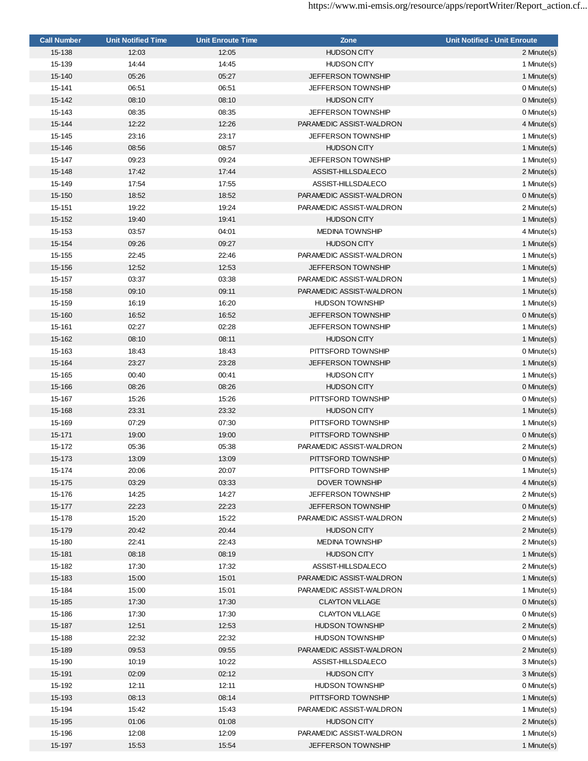| Call Number | Unit Notified Time | Unit Enroute Time | Zone | Unit Notified - Unit Enroute |
|---|---|---|---|---|
| 15-138 | 12:03 | 12:05 | HUDSON CITY | 2 Minute(s) |
| 15-139 | 14:44 | 14:45 | HUDSON CITY | 1 Minute(s) |
| 15-140 | 05:26 | 05:27 | JEFFERSON TOWNSHIP | 1 Minute(s) |
| 15-141 | 06:51 | 06:51 | JEFFERSON TOWNSHIP | 0 Minute(s) |
| 15-142 | 08:10 | 08:10 | HUDSON CITY | 0 Minute(s) |
| 15-143 | 08:35 | 08:35 | JEFFERSON TOWNSHIP | 0 Minute(s) |
| 15-144 | 12:22 | 12:26 | PARAMEDIC ASSIST-WALDRON | 4 Minute(s) |
| 15-145 | 23:16 | 23:17 | JEFFERSON TOWNSHIP | 1 Minute(s) |
| 15-146 | 08:56 | 08:57 | HUDSON CITY | 1 Minute(s) |
| 15-147 | 09:23 | 09:24 | JEFFERSON TOWNSHIP | 1 Minute(s) |
| 15-148 | 17:42 | 17:44 | ASSIST-HILLSDALECO | 2 Minute(s) |
| 15-149 | 17:54 | 17:55 | ASSIST-HILLSDALECO | 1 Minute(s) |
| 15-150 | 18:52 | 18:52 | PARAMEDIC ASSIST-WALDRON | 0 Minute(s) |
| 15-151 | 19:22 | 19:24 | PARAMEDIC ASSIST-WALDRON | 2 Minute(s) |
| 15-152 | 19:40 | 19:41 | HUDSON CITY | 1 Minute(s) |
| 15-153 | 03:57 | 04:01 | MEDINA TOWNSHIP | 4 Minute(s) |
| 15-154 | 09:26 | 09:27 | HUDSON CITY | 1 Minute(s) |
| 15-155 | 22:45 | 22:46 | PARAMEDIC ASSIST-WALDRON | 1 Minute(s) |
| 15-156 | 12:52 | 12:53 | JEFFERSON TOWNSHIP | 1 Minute(s) |
| 15-157 | 03:37 | 03:38 | PARAMEDIC ASSIST-WALDRON | 1 Minute(s) |
| 15-158 | 09:10 | 09:11 | PARAMEDIC ASSIST-WALDRON | 1 Minute(s) |
| 15-159 | 16:19 | 16:20 | HUDSON TOWNSHIP | 1 Minute(s) |
| 15-160 | 16:52 | 16:52 | JEFFERSON TOWNSHIP | 0 Minute(s) |
| 15-161 | 02:27 | 02:28 | JEFFERSON TOWNSHIP | 1 Minute(s) |
| 15-162 | 08:10 | 08:11 | HUDSON CITY | 1 Minute(s) |
| 15-163 | 18:43 | 18:43 | PITTSFORD TOWNSHIP | 0 Minute(s) |
| 15-164 | 23:27 | 23:28 | JEFFERSON TOWNSHIP | 1 Minute(s) |
| 15-165 | 00:40 | 00:41 | HUDSON CITY | 1 Minute(s) |
| 15-166 | 08:26 | 08:26 | HUDSON CITY | 0 Minute(s) |
| 15-167 | 15:26 | 15:26 | PITTSFORD TOWNSHIP | 0 Minute(s) |
| 15-168 | 23:31 | 23:32 | HUDSON CITY | 1 Minute(s) |
| 15-169 | 07:29 | 07:30 | PITTSFORD TOWNSHIP | 1 Minute(s) |
| 15-171 | 19:00 | 19:00 | PITTSFORD TOWNSHIP | 0 Minute(s) |
| 15-172 | 05:36 | 05:38 | PARAMEDIC ASSIST-WALDRON | 2 Minute(s) |
| 15-173 | 13:09 | 13:09 | PITTSFORD TOWNSHIP | 0 Minute(s) |
| 15-174 | 20:06 | 20:07 | PITTSFORD TOWNSHIP | 1 Minute(s) |
| 15-175 | 03:29 | 03:33 | DOVER TOWNSHIP | 4 Minute(s) |
| 15-176 | 14:25 | 14:27 | JEFFERSON TOWNSHIP | 2 Minute(s) |
| 15-177 | 22:23 | 22:23 | JEFFERSON TOWNSHIP | 0 Minute(s) |
| 15-178 | 15:20 | 15:22 | PARAMEDIC ASSIST-WALDRON | 2 Minute(s) |
| 15-179 | 20:42 | 20:44 | HUDSON CITY | 2 Minute(s) |
| 15-180 | 22:41 | 22:43 | MEDINA TOWNSHIP | 2 Minute(s) |
| 15-181 | 08:18 | 08:19 | HUDSON CITY | 1 Minute(s) |
| 15-182 | 17:30 | 17:32 | ASSIST-HILLSDALECO | 2 Minute(s) |
| 15-183 | 15:00 | 15:01 | PARAMEDIC ASSIST-WALDRON | 1 Minute(s) |
| 15-184 | 15:00 | 15:01 | PARAMEDIC ASSIST-WALDRON | 1 Minute(s) |
| 15-185 | 17:30 | 17:30 | CLAYTON VILLAGE | 0 Minute(s) |
| 15-186 | 17:30 | 17:30 | CLAYTON VILLAGE | 0 Minute(s) |
| 15-187 | 12:51 | 12:53 | HUDSON TOWNSHIP | 2 Minute(s) |
| 15-188 | 22:32 | 22:32 | HUDSON TOWNSHIP | 0 Minute(s) |
| 15-189 | 09:53 | 09:55 | PARAMEDIC ASSIST-WALDRON | 2 Minute(s) |
| 15-190 | 10:19 | 10:22 | ASSIST-HILLSDALECO | 3 Minute(s) |
| 15-191 | 02:09 | 02:12 | HUDSON CITY | 3 Minute(s) |
| 15-192 | 12:11 | 12:11 | HUDSON TOWNSHIP | 0 Minute(s) |
| 15-193 | 08:13 | 08:14 | PITTSFORD TOWNSHIP | 1 Minute(s) |
| 15-194 | 15:42 | 15:43 | PARAMEDIC ASSIST-WALDRON | 1 Minute(s) |
| 15-195 | 01:06 | 01:08 | HUDSON CITY | 2 Minute(s) |
| 15-196 | 12:08 | 12:09 | PARAMEDIC ASSIST-WALDRON | 1 Minute(s) |
| 15-197 | 15:53 | 15:54 | JEFFERSON TOWNSHIP | 1 Minute(s) |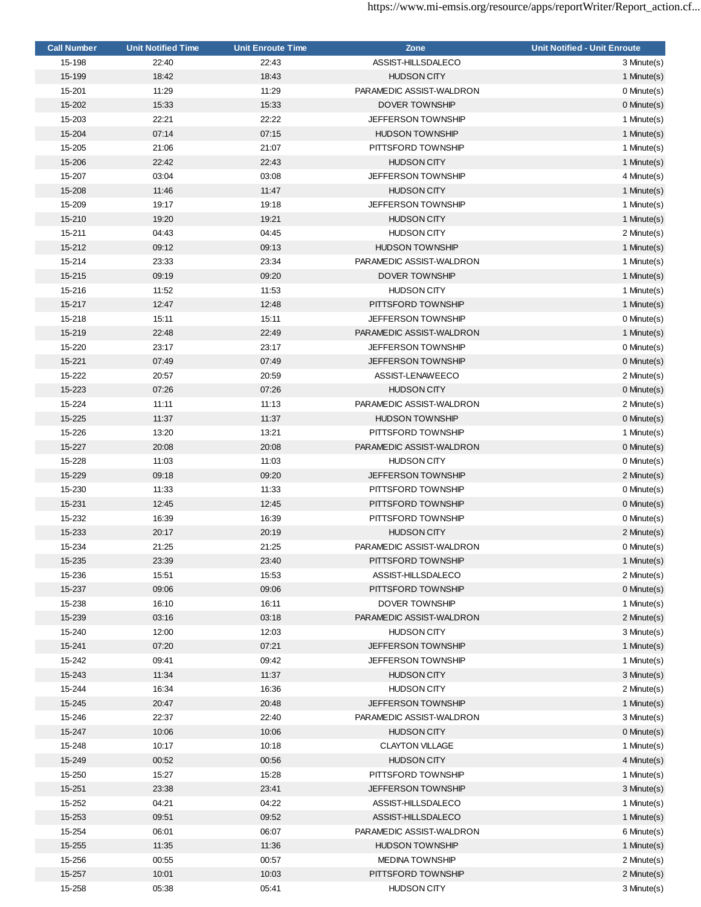| Call Number | Unit Notified Time | Unit Enroute Time | Zone | Unit Notified - Unit Enroute |
|---|---|---|---|---|
| 15-198 | 22:40 | 22:43 | ASSIST-HILLSDALECO | 3 Minute(s) |
| 15-199 | 18:42 | 18:43 | HUDSON CITY | 1 Minute(s) |
| 15-201 | 11:29 | 11:29 | PARAMEDIC ASSIST-WALDRON | 0 Minute(s) |
| 15-202 | 15:33 | 15:33 | DOVER TOWNSHIP | 0 Minute(s) |
| 15-203 | 22:21 | 22:22 | JEFFERSON TOWNSHIP | 1 Minute(s) |
| 15-204 | 07:14 | 07:15 | HUDSON TOWNSHIP | 1 Minute(s) |
| 15-205 | 21:06 | 21:07 | PITTSFORD TOWNSHIP | 1 Minute(s) |
| 15-206 | 22:42 | 22:43 | HUDSON CITY | 1 Minute(s) |
| 15-207 | 03:04 | 03:08 | JEFFERSON TOWNSHIP | 4 Minute(s) |
| 15-208 | 11:46 | 11:47 | HUDSON CITY | 1 Minute(s) |
| 15-209 | 19:17 | 19:18 | JEFFERSON TOWNSHIP | 1 Minute(s) |
| 15-210 | 19:20 | 19:21 | HUDSON CITY | 1 Minute(s) |
| 15-211 | 04:43 | 04:45 | HUDSON CITY | 2 Minute(s) |
| 15-212 | 09:12 | 09:13 | HUDSON TOWNSHIP | 1 Minute(s) |
| 15-214 | 23:33 | 23:34 | PARAMEDIC ASSIST-WALDRON | 1 Minute(s) |
| 15-215 | 09:19 | 09:20 | DOVER TOWNSHIP | 1 Minute(s) |
| 15-216 | 11:52 | 11:53 | HUDSON CITY | 1 Minute(s) |
| 15-217 | 12:47 | 12:48 | PITTSFORD TOWNSHIP | 1 Minute(s) |
| 15-218 | 15:11 | 15:11 | JEFFERSON TOWNSHIP | 0 Minute(s) |
| 15-219 | 22:48 | 22:49 | PARAMEDIC ASSIST-WALDRON | 1 Minute(s) |
| 15-220 | 23:17 | 23:17 | JEFFERSON TOWNSHIP | 0 Minute(s) |
| 15-221 | 07:49 | 07:49 | JEFFERSON TOWNSHIP | 0 Minute(s) |
| 15-222 | 20:57 | 20:59 | ASSIST-LENAWEECO | 2 Minute(s) |
| 15-223 | 07:26 | 07:26 | HUDSON CITY | 0 Minute(s) |
| 15-224 | 11:11 | 11:13 | PARAMEDIC ASSIST-WALDRON | 2 Minute(s) |
| 15-225 | 11:37 | 11:37 | HUDSON TOWNSHIP | 0 Minute(s) |
| 15-226 | 13:20 | 13:21 | PITTSFORD TOWNSHIP | 1 Minute(s) |
| 15-227 | 20:08 | 20:08 | PARAMEDIC ASSIST-WALDRON | 0 Minute(s) |
| 15-228 | 11:03 | 11:03 | HUDSON CITY | 0 Minute(s) |
| 15-229 | 09:18 | 09:20 | JEFFERSON TOWNSHIP | 2 Minute(s) |
| 15-230 | 11:33 | 11:33 | PITTSFORD TOWNSHIP | 0 Minute(s) |
| 15-231 | 12:45 | 12:45 | PITTSFORD TOWNSHIP | 0 Minute(s) |
| 15-232 | 16:39 | 16:39 | PITTSFORD TOWNSHIP | 0 Minute(s) |
| 15-233 | 20:17 | 20:19 | HUDSON CITY | 2 Minute(s) |
| 15-234 | 21:25 | 21:25 | PARAMEDIC ASSIST-WALDRON | 0 Minute(s) |
| 15-235 | 23:39 | 23:40 | PITTSFORD TOWNSHIP | 1 Minute(s) |
| 15-236 | 15:51 | 15:53 | ASSIST-HILLSDALECO | 2 Minute(s) |
| 15-237 | 09:06 | 09:06 | PITTSFORD TOWNSHIP | 0 Minute(s) |
| 15-238 | 16:10 | 16:11 | DOVER TOWNSHIP | 1 Minute(s) |
| 15-239 | 03:16 | 03:18 | PARAMEDIC ASSIST-WALDRON | 2 Minute(s) |
| 15-240 | 12:00 | 12:03 | HUDSON CITY | 3 Minute(s) |
| 15-241 | 07:20 | 07:21 | JEFFERSON TOWNSHIP | 1 Minute(s) |
| 15-242 | 09:41 | 09:42 | JEFFERSON TOWNSHIP | 1 Minute(s) |
| 15-243 | 11:34 | 11:37 | HUDSON CITY | 3 Minute(s) |
| 15-244 | 16:34 | 16:36 | HUDSON CITY | 2 Minute(s) |
| 15-245 | 20:47 | 20:48 | JEFFERSON TOWNSHIP | 1 Minute(s) |
| 15-246 | 22:37 | 22:40 | PARAMEDIC ASSIST-WALDRON | 3 Minute(s) |
| 15-247 | 10:06 | 10:06 | HUDSON CITY | 0 Minute(s) |
| 15-248 | 10:17 | 10:18 | CLAYTON VILLAGE | 1 Minute(s) |
| 15-249 | 00:52 | 00:56 | HUDSON CITY | 4 Minute(s) |
| 15-250 | 15:27 | 15:28 | PITTSFORD TOWNSHIP | 1 Minute(s) |
| 15-251 | 23:38 | 23:41 | JEFFERSON TOWNSHIP | 3 Minute(s) |
| 15-252 | 04:21 | 04:22 | ASSIST-HILLSDALECO | 1 Minute(s) |
| 15-253 | 09:51 | 09:52 | ASSIST-HILLSDALECO | 1 Minute(s) |
| 15-254 | 06:01 | 06:07 | PARAMEDIC ASSIST-WALDRON | 6 Minute(s) |
| 15-255 | 11:35 | 11:36 | HUDSON TOWNSHIP | 1 Minute(s) |
| 15-256 | 00:55 | 00:57 | MEDINA TOWNSHIP | 2 Minute(s) |
| 15-257 | 10:01 | 10:03 | PITTSFORD TOWNSHIP | 2 Minute(s) |
| 15-258 | 05:38 | 05:41 | HUDSON CITY | 3 Minute(s) |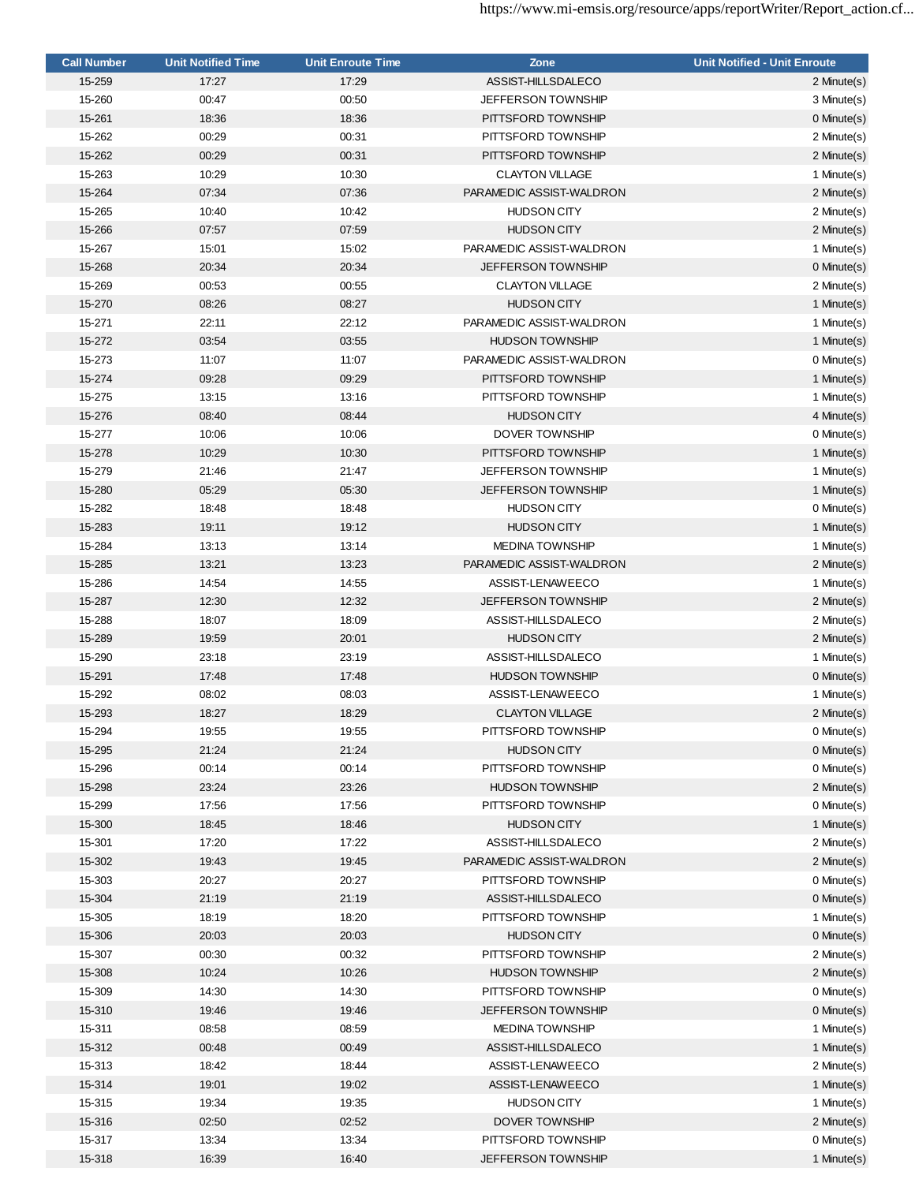| Call Number | Unit Notified Time | Unit Enroute Time | Zone | Unit Notified - Unit Enroute |
|---|---|---|---|---|
| 15-259 | 17:27 | 17:29 | ASSIST-HILLSDALECO | 2 Minute(s) |
| 15-260 | 00:47 | 00:50 | JEFFERSON TOWNSHIP | 3 Minute(s) |
| 15-261 | 18:36 | 18:36 | PITTSFORD TOWNSHIP | 0 Minute(s) |
| 15-262 | 00:29 | 00:31 | PITTSFORD TOWNSHIP | 2 Minute(s) |
| 15-262 | 00:29 | 00:31 | PITTSFORD TOWNSHIP | 2 Minute(s) |
| 15-263 | 10:29 | 10:30 | CLAYTON VILLAGE | 1 Minute(s) |
| 15-264 | 07:34 | 07:36 | PARAMEDIC ASSIST-WALDRON | 2 Minute(s) |
| 15-265 | 10:40 | 10:42 | HUDSON CITY | 2 Minute(s) |
| 15-266 | 07:57 | 07:59 | HUDSON CITY | 2 Minute(s) |
| 15-267 | 15:01 | 15:02 | PARAMEDIC ASSIST-WALDRON | 1 Minute(s) |
| 15-268 | 20:34 | 20:34 | JEFFERSON TOWNSHIP | 0 Minute(s) |
| 15-269 | 00:53 | 00:55 | CLAYTON VILLAGE | 2 Minute(s) |
| 15-270 | 08:26 | 08:27 | HUDSON CITY | 1 Minute(s) |
| 15-271 | 22:11 | 22:12 | PARAMEDIC ASSIST-WALDRON | 1 Minute(s) |
| 15-272 | 03:54 | 03:55 | HUDSON TOWNSHIP | 1 Minute(s) |
| 15-273 | 11:07 | 11:07 | PARAMEDIC ASSIST-WALDRON | 0 Minute(s) |
| 15-274 | 09:28 | 09:29 | PITTSFORD TOWNSHIP | 1 Minute(s) |
| 15-275 | 13:15 | 13:16 | PITTSFORD TOWNSHIP | 1 Minute(s) |
| 15-276 | 08:40 | 08:44 | HUDSON CITY | 4 Minute(s) |
| 15-277 | 10:06 | 10:06 | DOVER TOWNSHIP | 0 Minute(s) |
| 15-278 | 10:29 | 10:30 | PITTSFORD TOWNSHIP | 1 Minute(s) |
| 15-279 | 21:46 | 21:47 | JEFFERSON TOWNSHIP | 1 Minute(s) |
| 15-280 | 05:29 | 05:30 | JEFFERSON TOWNSHIP | 1 Minute(s) |
| 15-282 | 18:48 | 18:48 | HUDSON CITY | 0 Minute(s) |
| 15-283 | 19:11 | 19:12 | HUDSON CITY | 1 Minute(s) |
| 15-284 | 13:13 | 13:14 | MEDINA TOWNSHIP | 1 Minute(s) |
| 15-285 | 13:21 | 13:23 | PARAMEDIC ASSIST-WALDRON | 2 Minute(s) |
| 15-286 | 14:54 | 14:55 | ASSIST-LENAWEECO | 1 Minute(s) |
| 15-287 | 12:30 | 12:32 | JEFFERSON TOWNSHIP | 2 Minute(s) |
| 15-288 | 18:07 | 18:09 | ASSIST-HILLSDALECO | 2 Minute(s) |
| 15-289 | 19:59 | 20:01 | HUDSON CITY | 2 Minute(s) |
| 15-290 | 23:18 | 23:19 | ASSIST-HILLSDALECO | 1 Minute(s) |
| 15-291 | 17:48 | 17:48 | HUDSON TOWNSHIP | 0 Minute(s) |
| 15-292 | 08:02 | 08:03 | ASSIST-LENAWEECO | 1 Minute(s) |
| 15-293 | 18:27 | 18:29 | CLAYTON VILLAGE | 2 Minute(s) |
| 15-294 | 19:55 | 19:55 | PITTSFORD TOWNSHIP | 0 Minute(s) |
| 15-295 | 21:24 | 21:24 | HUDSON CITY | 0 Minute(s) |
| 15-296 | 00:14 | 00:14 | PITTSFORD TOWNSHIP | 0 Minute(s) |
| 15-298 | 23:24 | 23:26 | HUDSON TOWNSHIP | 2 Minute(s) |
| 15-299 | 17:56 | 17:56 | PITTSFORD TOWNSHIP | 0 Minute(s) |
| 15-300 | 18:45 | 18:46 | HUDSON CITY | 1 Minute(s) |
| 15-301 | 17:20 | 17:22 | ASSIST-HILLSDALECO | 2 Minute(s) |
| 15-302 | 19:43 | 19:45 | PARAMEDIC ASSIST-WALDRON | 2 Minute(s) |
| 15-303 | 20:27 | 20:27 | PITTSFORD TOWNSHIP | 0 Minute(s) |
| 15-304 | 21:19 | 21:19 | ASSIST-HILLSDALECO | 0 Minute(s) |
| 15-305 | 18:19 | 18:20 | PITTSFORD TOWNSHIP | 1 Minute(s) |
| 15-306 | 20:03 | 20:03 | HUDSON CITY | 0 Minute(s) |
| 15-307 | 00:30 | 00:32 | PITTSFORD TOWNSHIP | 2 Minute(s) |
| 15-308 | 10:24 | 10:26 | HUDSON TOWNSHIP | 2 Minute(s) |
| 15-309 | 14:30 | 14:30 | PITTSFORD TOWNSHIP | 0 Minute(s) |
| 15-310 | 19:46 | 19:46 | JEFFERSON TOWNSHIP | 0 Minute(s) |
| 15-311 | 08:58 | 08:59 | MEDINA TOWNSHIP | 1 Minute(s) |
| 15-312 | 00:48 | 00:49 | ASSIST-HILLSDALECO | 1 Minute(s) |
| 15-313 | 18:42 | 18:44 | ASSIST-LENAWEECO | 2 Minute(s) |
| 15-314 | 19:01 | 19:02 | ASSIST-LENAWEECO | 1 Minute(s) |
| 15-315 | 19:34 | 19:35 | HUDSON CITY | 1 Minute(s) |
| 15-316 | 02:50 | 02:52 | DOVER TOWNSHIP | 2 Minute(s) |
| 15-317 | 13:34 | 13:34 | PITTSFORD TOWNSHIP | 0 Minute(s) |
| 15-318 | 16:39 | 16:40 | JEFFERSON TOWNSHIP | 1 Minute(s) |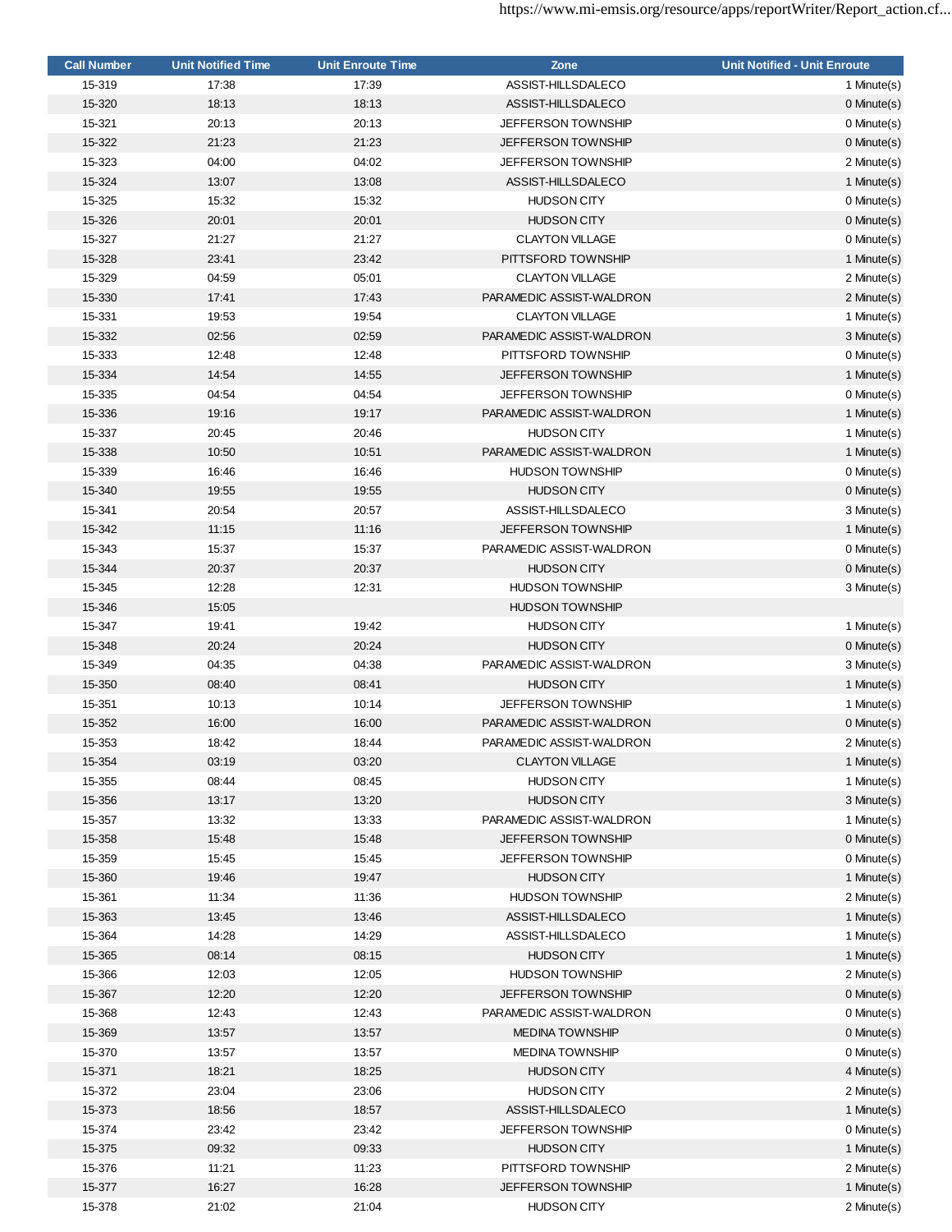| Call Number | Unit Notified Time | Unit Enroute Time | Zone | Unit Notified - Unit Enroute |
|---|---|---|---|---|
| 15-319 | 17:38 | 17:39 | ASSIST-HILLSDALECO | 1 Minute(s) |
| 15-320 | 18:13 | 18:13 | ASSIST-HILLSDALECO | 0 Minute(s) |
| 15-321 | 20:13 | 20:13 | JEFFERSON TOWNSHIP | 0 Minute(s) |
| 15-322 | 21:23 | 21:23 | JEFFERSON TOWNSHIP | 0 Minute(s) |
| 15-323 | 04:00 | 04:02 | JEFFERSON TOWNSHIP | 2 Minute(s) |
| 15-324 | 13:07 | 13:08 | ASSIST-HILLSDALECO | 1 Minute(s) |
| 15-325 | 15:32 | 15:32 | HUDSON CITY | 0 Minute(s) |
| 15-326 | 20:01 | 20:01 | HUDSON CITY | 0 Minute(s) |
| 15-327 | 21:27 | 21:27 | CLAYTON VILLAGE | 0 Minute(s) |
| 15-328 | 23:41 | 23:42 | PITTSFORD TOWNSHIP | 1 Minute(s) |
| 15-329 | 04:59 | 05:01 | CLAYTON VILLAGE | 2 Minute(s) |
| 15-330 | 17:41 | 17:43 | PARAMEDIC ASSIST-WALDRON | 2 Minute(s) |
| 15-331 | 19:53 | 19:54 | CLAYTON VILLAGE | 1 Minute(s) |
| 15-332 | 02:56 | 02:59 | PARAMEDIC ASSIST-WALDRON | 3 Minute(s) |
| 15-333 | 12:48 | 12:48 | PITTSFORD TOWNSHIP | 0 Minute(s) |
| 15-334 | 14:54 | 14:55 | JEFFERSON TOWNSHIP | 1 Minute(s) |
| 15-335 | 04:54 | 04:54 | JEFFERSON TOWNSHIP | 0 Minute(s) |
| 15-336 | 19:16 | 19:17 | PARAMEDIC ASSIST-WALDRON | 1 Minute(s) |
| 15-337 | 20:45 | 20:46 | HUDSON CITY | 1 Minute(s) |
| 15-338 | 10:50 | 10:51 | PARAMEDIC ASSIST-WALDRON | 1 Minute(s) |
| 15-339 | 16:46 | 16:46 | HUDSON TOWNSHIP | 0 Minute(s) |
| 15-340 | 19:55 | 19:55 | HUDSON CITY | 0 Minute(s) |
| 15-341 | 20:54 | 20:57 | ASSIST-HILLSDALECO | 3 Minute(s) |
| 15-342 | 11:15 | 11:16 | JEFFERSON TOWNSHIP | 1 Minute(s) |
| 15-343 | 15:37 | 15:37 | PARAMEDIC ASSIST-WALDRON | 0 Minute(s) |
| 15-344 | 20:37 | 20:37 | HUDSON CITY | 0 Minute(s) |
| 15-345 | 12:28 | 12:31 | HUDSON TOWNSHIP | 3 Minute(s) |
| 15-346 | 15:05 | | HUDSON TOWNSHIP | |
| 15-347 | 19:41 | 19:42 | HUDSON CITY | 1 Minute(s) |
| 15-348 | 20:24 | 20:24 | HUDSON CITY | 0 Minute(s) |
| 15-349 | 04:35 | 04:38 | PARAMEDIC ASSIST-WALDRON | 3 Minute(s) |
| 15-350 | 08:40 | 08:41 | HUDSON CITY | 1 Minute(s) |
| 15-351 | 10:13 | 10:14 | JEFFERSON TOWNSHIP | 1 Minute(s) |
| 15-352 | 16:00 | 16:00 | PARAMEDIC ASSIST-WALDRON | 0 Minute(s) |
| 15-353 | 18:42 | 18:44 | PARAMEDIC ASSIST-WALDRON | 2 Minute(s) |
| 15-354 | 03:19 | 03:20 | CLAYTON VILLAGE | 1 Minute(s) |
| 15-355 | 08:44 | 08:45 | HUDSON CITY | 1 Minute(s) |
| 15-356 | 13:17 | 13:20 | HUDSON CITY | 3 Minute(s) |
| 15-357 | 13:32 | 13:33 | PARAMEDIC ASSIST-WALDRON | 1 Minute(s) |
| 15-358 | 15:48 | 15:48 | JEFFERSON TOWNSHIP | 0 Minute(s) |
| 15-359 | 15:45 | 15:45 | JEFFERSON TOWNSHIP | 0 Minute(s) |
| 15-360 | 19:46 | 19:47 | HUDSON CITY | 1 Minute(s) |
| 15-361 | 11:34 | 11:36 | HUDSON TOWNSHIP | 2 Minute(s) |
| 15-363 | 13:45 | 13:46 | ASSIST-HILLSDALECO | 1 Minute(s) |
| 15-364 | 14:28 | 14:29 | ASSIST-HILLSDALECO | 1 Minute(s) |
| 15-365 | 08:14 | 08:15 | HUDSON CITY | 1 Minute(s) |
| 15-366 | 12:03 | 12:05 | HUDSON TOWNSHIP | 2 Minute(s) |
| 15-367 | 12:20 | 12:20 | JEFFERSON TOWNSHIP | 0 Minute(s) |
| 15-368 | 12:43 | 12:43 | PARAMEDIC ASSIST-WALDRON | 0 Minute(s) |
| 15-369 | 13:57 | 13:57 | MEDINA TOWNSHIP | 0 Minute(s) |
| 15-370 | 13:57 | 13:57 | MEDINA TOWNSHIP | 0 Minute(s) |
| 15-371 | 18:21 | 18:25 | HUDSON CITY | 4 Minute(s) |
| 15-372 | 23:04 | 23:06 | HUDSON CITY | 2 Minute(s) |
| 15-373 | 18:56 | 18:57 | ASSIST-HILLSDALECO | 1 Minute(s) |
| 15-374 | 23:42 | 23:42 | JEFFERSON TOWNSHIP | 0 Minute(s) |
| 15-375 | 09:32 | 09:33 | HUDSON CITY | 1 Minute(s) |
| 15-376 | 11:21 | 11:23 | PITTSFORD TOWNSHIP | 2 Minute(s) |
| 15-377 | 16:27 | 16:28 | JEFFERSON TOWNSHIP | 1 Minute(s) |
| 15-378 | 21:02 | 21:04 | HUDSON CITY | 2 Minute(s) |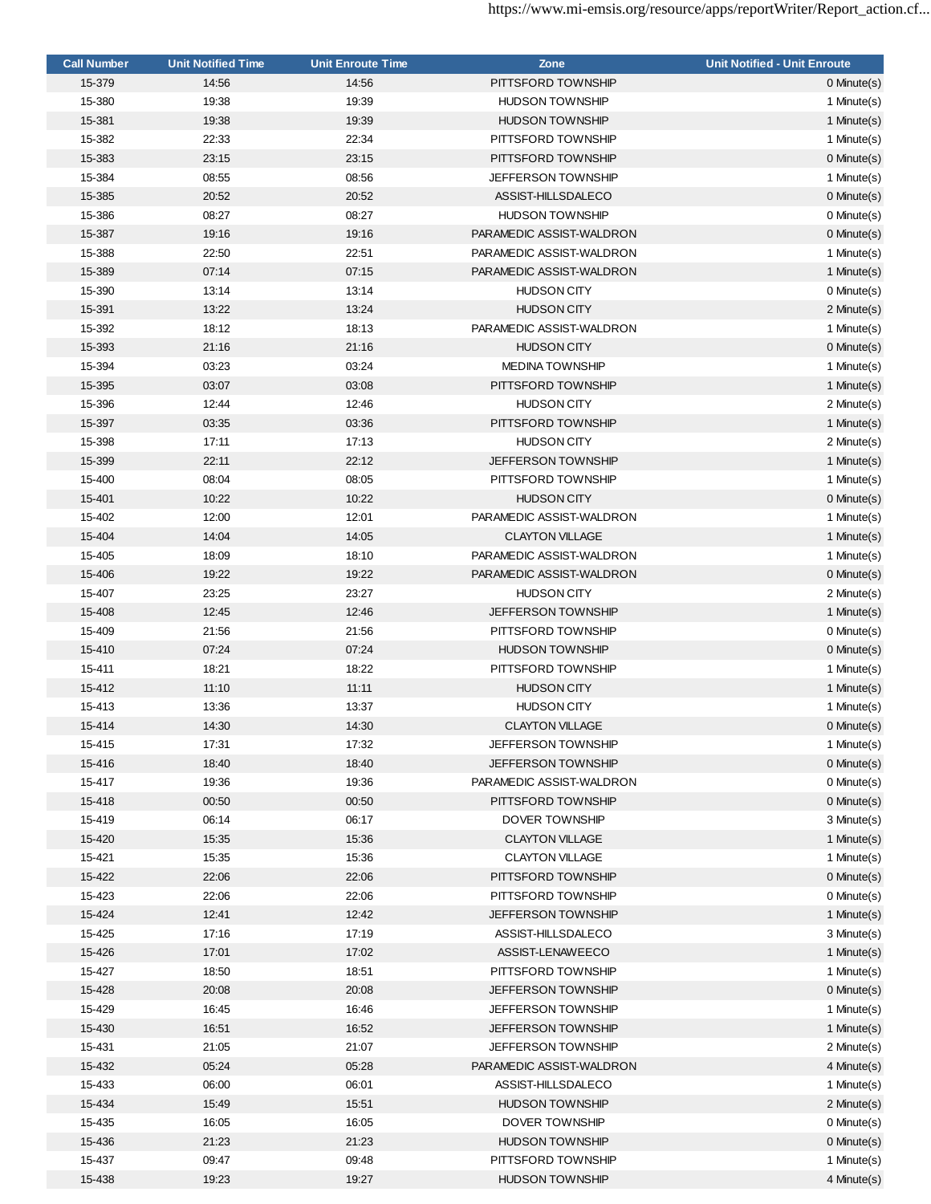| Call Number | Unit Notified Time | Unit Enroute Time | Zone | Unit Notified - Unit Enroute |
|---|---|---|---|---|
| 15-379 | 14:56 | 14:56 | PITTSFORD TOWNSHIP | 0 Minute(s) |
| 15-380 | 19:38 | 19:39 | HUDSON TOWNSHIP | 1 Minute(s) |
| 15-381 | 19:38 | 19:39 | HUDSON TOWNSHIP | 1 Minute(s) |
| 15-382 | 22:33 | 22:34 | PITTSFORD TOWNSHIP | 1 Minute(s) |
| 15-383 | 23:15 | 23:15 | PITTSFORD TOWNSHIP | 0 Minute(s) |
| 15-384 | 08:55 | 08:56 | JEFFERSON TOWNSHIP | 1 Minute(s) |
| 15-385 | 20:52 | 20:52 | ASSIST-HILLSDALECO | 0 Minute(s) |
| 15-386 | 08:27 | 08:27 | HUDSON TOWNSHIP | 0 Minute(s) |
| 15-387 | 19:16 | 19:16 | PARAMEDIC ASSIST-WALDRON | 0 Minute(s) |
| 15-388 | 22:50 | 22:51 | PARAMEDIC ASSIST-WALDRON | 1 Minute(s) |
| 15-389 | 07:14 | 07:15 | PARAMEDIC ASSIST-WALDRON | 1 Minute(s) |
| 15-390 | 13:14 | 13:14 | HUDSON CITY | 0 Minute(s) |
| 15-391 | 13:22 | 13:24 | HUDSON CITY | 2 Minute(s) |
| 15-392 | 18:12 | 18:13 | PARAMEDIC ASSIST-WALDRON | 1 Minute(s) |
| 15-393 | 21:16 | 21:16 | HUDSON CITY | 0 Minute(s) |
| 15-394 | 03:23 | 03:24 | MEDINA TOWNSHIP | 1 Minute(s) |
| 15-395 | 03:07 | 03:08 | PITTSFORD TOWNSHIP | 1 Minute(s) |
| 15-396 | 12:44 | 12:46 | HUDSON CITY | 2 Minute(s) |
| 15-397 | 03:35 | 03:36 | PITTSFORD TOWNSHIP | 1 Minute(s) |
| 15-398 | 17:11 | 17:13 | HUDSON CITY | 2 Minute(s) |
| 15-399 | 22:11 | 22:12 | JEFFERSON TOWNSHIP | 1 Minute(s) |
| 15-400 | 08:04 | 08:05 | PITTSFORD TOWNSHIP | 1 Minute(s) |
| 15-401 | 10:22 | 10:22 | HUDSON CITY | 0 Minute(s) |
| 15-402 | 12:00 | 12:01 | PARAMEDIC ASSIST-WALDRON | 1 Minute(s) |
| 15-404 | 14:04 | 14:05 | CLAYTON VILLAGE | 1 Minute(s) |
| 15-405 | 18:09 | 18:10 | PARAMEDIC ASSIST-WALDRON | 1 Minute(s) |
| 15-406 | 19:22 | 19:22 | PARAMEDIC ASSIST-WALDRON | 0 Minute(s) |
| 15-407 | 23:25 | 23:27 | HUDSON CITY | 2 Minute(s) |
| 15-408 | 12:45 | 12:46 | JEFFERSON TOWNSHIP | 1 Minute(s) |
| 15-409 | 21:56 | 21:56 | PITTSFORD TOWNSHIP | 0 Minute(s) |
| 15-410 | 07:24 | 07:24 | HUDSON TOWNSHIP | 0 Minute(s) |
| 15-411 | 18:21 | 18:22 | PITTSFORD TOWNSHIP | 1 Minute(s) |
| 15-412 | 11:10 | 11:11 | HUDSON CITY | 1 Minute(s) |
| 15-413 | 13:36 | 13:37 | HUDSON CITY | 1 Minute(s) |
| 15-414 | 14:30 | 14:30 | CLAYTON VILLAGE | 0 Minute(s) |
| 15-415 | 17:31 | 17:32 | JEFFERSON TOWNSHIP | 1 Minute(s) |
| 15-416 | 18:40 | 18:40 | JEFFERSON TOWNSHIP | 0 Minute(s) |
| 15-417 | 19:36 | 19:36 | PARAMEDIC ASSIST-WALDRON | 0 Minute(s) |
| 15-418 | 00:50 | 00:50 | PITTSFORD TOWNSHIP | 0 Minute(s) |
| 15-419 | 06:14 | 06:17 | DOVER TOWNSHIP | 3 Minute(s) |
| 15-420 | 15:35 | 15:36 | CLAYTON VILLAGE | 1 Minute(s) |
| 15-421 | 15:35 | 15:36 | CLAYTON VILLAGE | 1 Minute(s) |
| 15-422 | 22:06 | 22:06 | PITTSFORD TOWNSHIP | 0 Minute(s) |
| 15-423 | 22:06 | 22:06 | PITTSFORD TOWNSHIP | 0 Minute(s) |
| 15-424 | 12:41 | 12:42 | JEFFERSON TOWNSHIP | 1 Minute(s) |
| 15-425 | 17:16 | 17:19 | ASSIST-HILLSDALECO | 3 Minute(s) |
| 15-426 | 17:01 | 17:02 | ASSIST-LENAWEECO | 1 Minute(s) |
| 15-427 | 18:50 | 18:51 | PITTSFORD TOWNSHIP | 1 Minute(s) |
| 15-428 | 20:08 | 20:08 | JEFFERSON TOWNSHIP | 0 Minute(s) |
| 15-429 | 16:45 | 16:46 | JEFFERSON TOWNSHIP | 1 Minute(s) |
| 15-430 | 16:51 | 16:52 | JEFFERSON TOWNSHIP | 1 Minute(s) |
| 15-431 | 21:05 | 21:07 | JEFFERSON TOWNSHIP | 2 Minute(s) |
| 15-432 | 05:24 | 05:28 | PARAMEDIC ASSIST-WALDRON | 4 Minute(s) |
| 15-433 | 06:00 | 06:01 | ASSIST-HILLSDALECO | 1 Minute(s) |
| 15-434 | 15:49 | 15:51 | HUDSON TOWNSHIP | 2 Minute(s) |
| 15-435 | 16:05 | 16:05 | DOVER TOWNSHIP | 0 Minute(s) |
| 15-436 | 21:23 | 21:23 | HUDSON TOWNSHIP | 0 Minute(s) |
| 15-437 | 09:47 | 09:48 | PITTSFORD TOWNSHIP | 1 Minute(s) |
| 15-438 | 19:23 | 19:27 | HUDSON TOWNSHIP | 4 Minute(s) |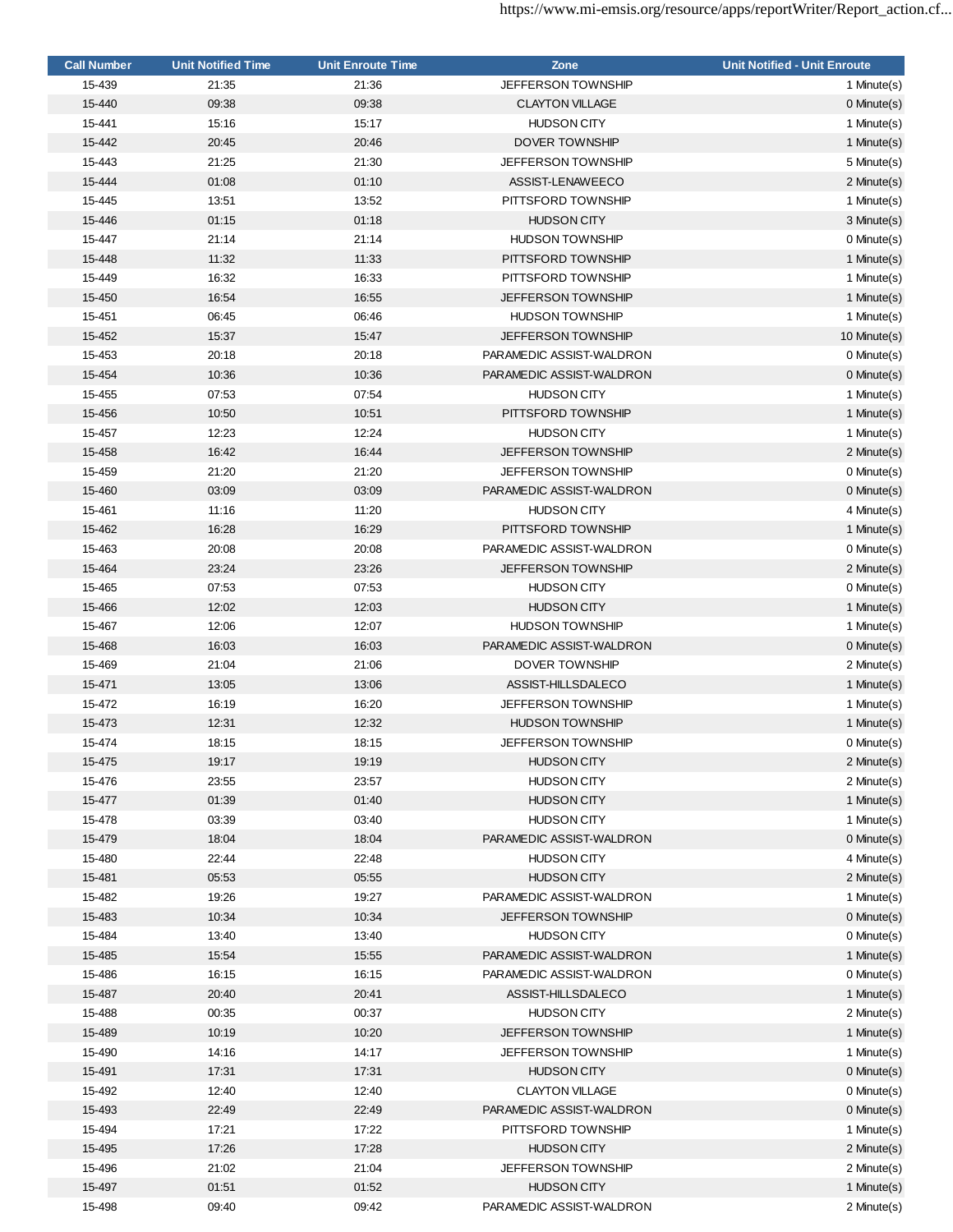| Call Number | Unit Notified Time | Unit Enroute Time | Zone | Unit Notified - Unit Enroute |
|---|---|---|---|---|
| 15-439 | 21:35 | 21:36 | JEFFERSON TOWNSHIP | 1 Minute(s) |
| 15-440 | 09:38 | 09:38 | CLAYTON VILLAGE | 0 Minute(s) |
| 15-441 | 15:16 | 15:17 | HUDSON CITY | 1 Minute(s) |
| 15-442 | 20:45 | 20:46 | DOVER TOWNSHIP | 1 Minute(s) |
| 15-443 | 21:25 | 21:30 | JEFFERSON TOWNSHIP | 5 Minute(s) |
| 15-444 | 01:08 | 01:10 | ASSIST-LENAWEECO | 2 Minute(s) |
| 15-445 | 13:51 | 13:52 | PITTSFORD TOWNSHIP | 1 Minute(s) |
| 15-446 | 01:15 | 01:18 | HUDSON CITY | 3 Minute(s) |
| 15-447 | 21:14 | 21:14 | HUDSON TOWNSHIP | 0 Minute(s) |
| 15-448 | 11:32 | 11:33 | PITTSFORD TOWNSHIP | 1 Minute(s) |
| 15-449 | 16:32 | 16:33 | PITTSFORD TOWNSHIP | 1 Minute(s) |
| 15-450 | 16:54 | 16:55 | JEFFERSON TOWNSHIP | 1 Minute(s) |
| 15-451 | 06:45 | 06:46 | HUDSON TOWNSHIP | 1 Minute(s) |
| 15-452 | 15:37 | 15:47 | JEFFERSON TOWNSHIP | 10 Minute(s) |
| 15-453 | 20:18 | 20:18 | PARAMEDIC ASSIST-WALDRON | 0 Minute(s) |
| 15-454 | 10:36 | 10:36 | PARAMEDIC ASSIST-WALDRON | 0 Minute(s) |
| 15-455 | 07:53 | 07:54 | HUDSON CITY | 1 Minute(s) |
| 15-456 | 10:50 | 10:51 | PITTSFORD TOWNSHIP | 1 Minute(s) |
| 15-457 | 12:23 | 12:24 | HUDSON CITY | 1 Minute(s) |
| 15-458 | 16:42 | 16:44 | JEFFERSON TOWNSHIP | 2 Minute(s) |
| 15-459 | 21:20 | 21:20 | JEFFERSON TOWNSHIP | 0 Minute(s) |
| 15-460 | 03:09 | 03:09 | PARAMEDIC ASSIST-WALDRON | 0 Minute(s) |
| 15-461 | 11:16 | 11:20 | HUDSON CITY | 4 Minute(s) |
| 15-462 | 16:28 | 16:29 | PITTSFORD TOWNSHIP | 1 Minute(s) |
| 15-463 | 20:08 | 20:08 | PARAMEDIC ASSIST-WALDRON | 0 Minute(s) |
| 15-464 | 23:24 | 23:26 | JEFFERSON TOWNSHIP | 2 Minute(s) |
| 15-465 | 07:53 | 07:53 | HUDSON CITY | 0 Minute(s) |
| 15-466 | 12:02 | 12:03 | HUDSON CITY | 1 Minute(s) |
| 15-467 | 12:06 | 12:07 | HUDSON TOWNSHIP | 1 Minute(s) |
| 15-468 | 16:03 | 16:03 | PARAMEDIC ASSIST-WALDRON | 0 Minute(s) |
| 15-469 | 21:04 | 21:06 | DOVER TOWNSHIP | 2 Minute(s) |
| 15-471 | 13:05 | 13:06 | ASSIST-HILLSDALECO | 1 Minute(s) |
| 15-472 | 16:19 | 16:20 | JEFFERSON TOWNSHIP | 1 Minute(s) |
| 15-473 | 12:31 | 12:32 | HUDSON TOWNSHIP | 1 Minute(s) |
| 15-474 | 18:15 | 18:15 | JEFFERSON TOWNSHIP | 0 Minute(s) |
| 15-475 | 19:17 | 19:19 | HUDSON CITY | 2 Minute(s) |
| 15-476 | 23:55 | 23:57 | HUDSON CITY | 2 Minute(s) |
| 15-477 | 01:39 | 01:40 | HUDSON CITY | 1 Minute(s) |
| 15-478 | 03:39 | 03:40 | HUDSON CITY | 1 Minute(s) |
| 15-479 | 18:04 | 18:04 | PARAMEDIC ASSIST-WALDRON | 0 Minute(s) |
| 15-480 | 22:44 | 22:48 | HUDSON CITY | 4 Minute(s) |
| 15-481 | 05:53 | 05:55 | HUDSON CITY | 2 Minute(s) |
| 15-482 | 19:26 | 19:27 | PARAMEDIC ASSIST-WALDRON | 1 Minute(s) |
| 15-483 | 10:34 | 10:34 | JEFFERSON TOWNSHIP | 0 Minute(s) |
| 15-484 | 13:40 | 13:40 | HUDSON CITY | 0 Minute(s) |
| 15-485 | 15:54 | 15:55 | PARAMEDIC ASSIST-WALDRON | 1 Minute(s) |
| 15-486 | 16:15 | 16:15 | PARAMEDIC ASSIST-WALDRON | 0 Minute(s) |
| 15-487 | 20:40 | 20:41 | ASSIST-HILLSDALECO | 1 Minute(s) |
| 15-488 | 00:35 | 00:37 | HUDSON CITY | 2 Minute(s) |
| 15-489 | 10:19 | 10:20 | JEFFERSON TOWNSHIP | 1 Minute(s) |
| 15-490 | 14:16 | 14:17 | JEFFERSON TOWNSHIP | 1 Minute(s) |
| 15-491 | 17:31 | 17:31 | HUDSON CITY | 0 Minute(s) |
| 15-492 | 12:40 | 12:40 | CLAYTON VILLAGE | 0 Minute(s) |
| 15-493 | 22:49 | 22:49 | PARAMEDIC ASSIST-WALDRON | 0 Minute(s) |
| 15-494 | 17:21 | 17:22 | PITTSFORD TOWNSHIP | 1 Minute(s) |
| 15-495 | 17:26 | 17:28 | HUDSON CITY | 2 Minute(s) |
| 15-496 | 21:02 | 21:04 | JEFFERSON TOWNSHIP | 2 Minute(s) |
| 15-497 | 01:51 | 01:52 | HUDSON CITY | 1 Minute(s) |
| 15-498 | 09:40 | 09:42 | PARAMEDIC ASSIST-WALDRON | 2 Minute(s) |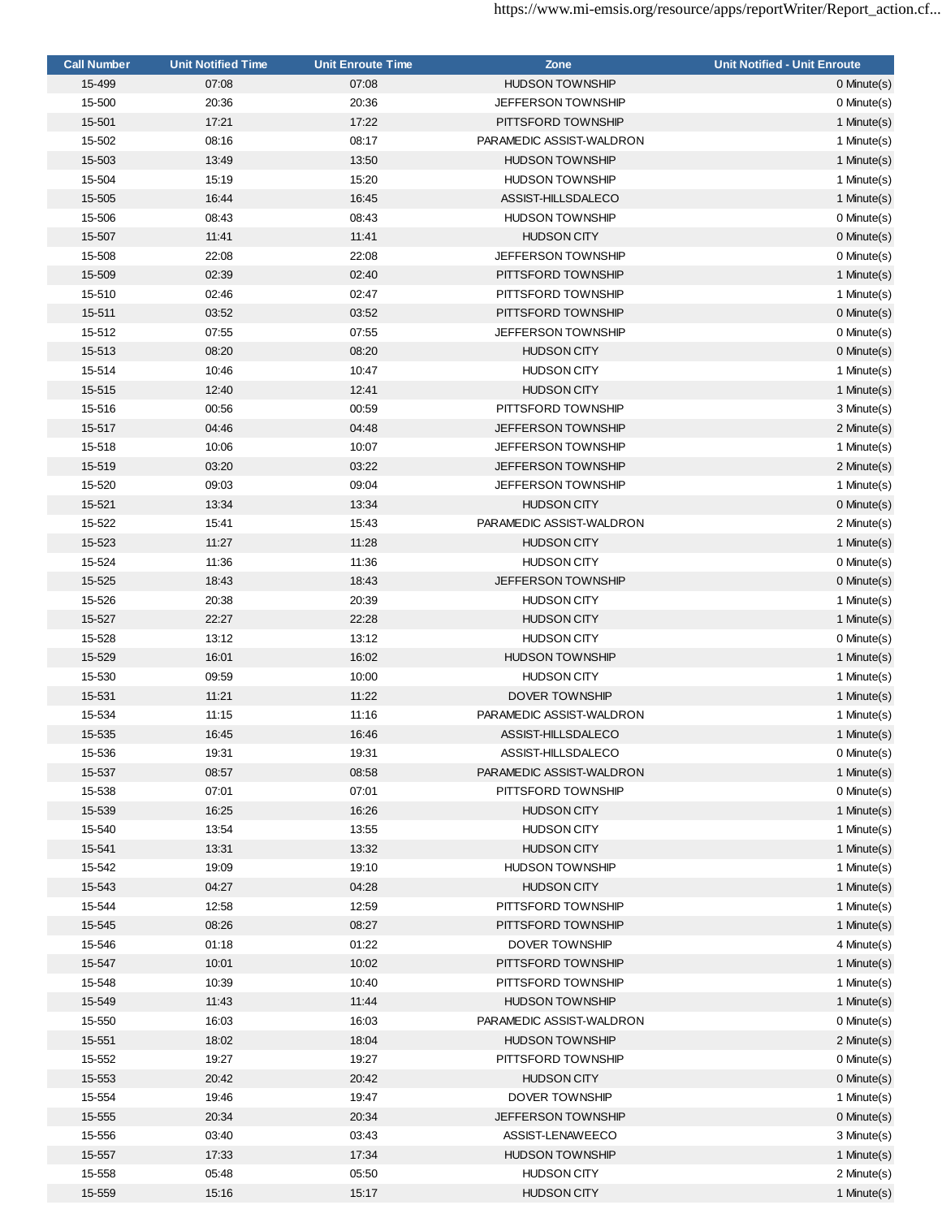| Call Number | Unit Notified Time | Unit Enroute Time | Zone | Unit Notified - Unit Enroute |
|---|---|---|---|---|
| 15-499 | 07:08 | 07:08 | HUDSON TOWNSHIP | 0 Minute(s) |
| 15-500 | 20:36 | 20:36 | JEFFERSON TOWNSHIP | 0 Minute(s) |
| 15-501 | 17:21 | 17:22 | PITTSFORD TOWNSHIP | 1 Minute(s) |
| 15-502 | 08:16 | 08:17 | PARAMEDIC ASSIST-WALDRON | 1 Minute(s) |
| 15-503 | 13:49 | 13:50 | HUDSON TOWNSHIP | 1 Minute(s) |
| 15-504 | 15:19 | 15:20 | HUDSON TOWNSHIP | 1 Minute(s) |
| 15-505 | 16:44 | 16:45 | ASSIST-HILLSDALECO | 1 Minute(s) |
| 15-506 | 08:43 | 08:43 | HUDSON TOWNSHIP | 0 Minute(s) |
| 15-507 | 11:41 | 11:41 | HUDSON CITY | 0 Minute(s) |
| 15-508 | 22:08 | 22:08 | JEFFERSON TOWNSHIP | 0 Minute(s) |
| 15-509 | 02:39 | 02:40 | PITTSFORD TOWNSHIP | 1 Minute(s) |
| 15-510 | 02:46 | 02:47 | PITTSFORD TOWNSHIP | 1 Minute(s) |
| 15-511 | 03:52 | 03:52 | PITTSFORD TOWNSHIP | 0 Minute(s) |
| 15-512 | 07:55 | 07:55 | JEFFERSON TOWNSHIP | 0 Minute(s) |
| 15-513 | 08:20 | 08:20 | HUDSON CITY | 0 Minute(s) |
| 15-514 | 10:46 | 10:47 | HUDSON CITY | 1 Minute(s) |
| 15-515 | 12:40 | 12:41 | HUDSON CITY | 1 Minute(s) |
| 15-516 | 00:56 | 00:59 | PITTSFORD TOWNSHIP | 3 Minute(s) |
| 15-517 | 04:46 | 04:48 | JEFFERSON TOWNSHIP | 2 Minute(s) |
| 15-518 | 10:06 | 10:07 | JEFFERSON TOWNSHIP | 1 Minute(s) |
| 15-519 | 03:20 | 03:22 | JEFFERSON TOWNSHIP | 2 Minute(s) |
| 15-520 | 09:03 | 09:04 | JEFFERSON TOWNSHIP | 1 Minute(s) |
| 15-521 | 13:34 | 13:34 | HUDSON CITY | 0 Minute(s) |
| 15-522 | 15:41 | 15:43 | PARAMEDIC ASSIST-WALDRON | 2 Minute(s) |
| 15-523 | 11:27 | 11:28 | HUDSON CITY | 1 Minute(s) |
| 15-524 | 11:36 | 11:36 | HUDSON CITY | 0 Minute(s) |
| 15-525 | 18:43 | 18:43 | JEFFERSON TOWNSHIP | 0 Minute(s) |
| 15-526 | 20:38 | 20:39 | HUDSON CITY | 1 Minute(s) |
| 15-527 | 22:27 | 22:28 | HUDSON CITY | 1 Minute(s) |
| 15-528 | 13:12 | 13:12 | HUDSON CITY | 0 Minute(s) |
| 15-529 | 16:01 | 16:02 | HUDSON TOWNSHIP | 1 Minute(s) |
| 15-530 | 09:59 | 10:00 | HUDSON CITY | 1 Minute(s) |
| 15-531 | 11:21 | 11:22 | DOVER TOWNSHIP | 1 Minute(s) |
| 15-534 | 11:15 | 11:16 | PARAMEDIC ASSIST-WALDRON | 1 Minute(s) |
| 15-535 | 16:45 | 16:46 | ASSIST-HILLSDALECO | 1 Minute(s) |
| 15-536 | 19:31 | 19:31 | ASSIST-HILLSDALECO | 0 Minute(s) |
| 15-537 | 08:57 | 08:58 | PARAMEDIC ASSIST-WALDRON | 1 Minute(s) |
| 15-538 | 07:01 | 07:01 | PITTSFORD TOWNSHIP | 0 Minute(s) |
| 15-539 | 16:25 | 16:26 | HUDSON CITY | 1 Minute(s) |
| 15-540 | 13:54 | 13:55 | HUDSON CITY | 1 Minute(s) |
| 15-541 | 13:31 | 13:32 | HUDSON CITY | 1 Minute(s) |
| 15-542 | 19:09 | 19:10 | HUDSON TOWNSHIP | 1 Minute(s) |
| 15-543 | 04:27 | 04:28 | HUDSON CITY | 1 Minute(s) |
| 15-544 | 12:58 | 12:59 | PITTSFORD TOWNSHIP | 1 Minute(s) |
| 15-545 | 08:26 | 08:27 | PITTSFORD TOWNSHIP | 1 Minute(s) |
| 15-546 | 01:18 | 01:22 | DOVER TOWNSHIP | 4 Minute(s) |
| 15-547 | 10:01 | 10:02 | PITTSFORD TOWNSHIP | 1 Minute(s) |
| 15-548 | 10:39 | 10:40 | PITTSFORD TOWNSHIP | 1 Minute(s) |
| 15-549 | 11:43 | 11:44 | HUDSON TOWNSHIP | 1 Minute(s) |
| 15-550 | 16:03 | 16:03 | PARAMEDIC ASSIST-WALDRON | 0 Minute(s) |
| 15-551 | 18:02 | 18:04 | HUDSON TOWNSHIP | 2 Minute(s) |
| 15-552 | 19:27 | 19:27 | PITTSFORD TOWNSHIP | 0 Minute(s) |
| 15-553 | 20:42 | 20:42 | HUDSON CITY | 0 Minute(s) |
| 15-554 | 19:46 | 19:47 | DOVER TOWNSHIP | 1 Minute(s) |
| 15-555 | 20:34 | 20:34 | JEFFERSON TOWNSHIP | 0 Minute(s) |
| 15-556 | 03:40 | 03:43 | ASSIST-LENAWEECO | 3 Minute(s) |
| 15-557 | 17:33 | 17:34 | HUDSON TOWNSHIP | 1 Minute(s) |
| 15-558 | 05:48 | 05:50 | HUDSON CITY | 2 Minute(s) |
| 15-559 | 15:16 | 15:17 | HUDSON CITY | 1 Minute(s) |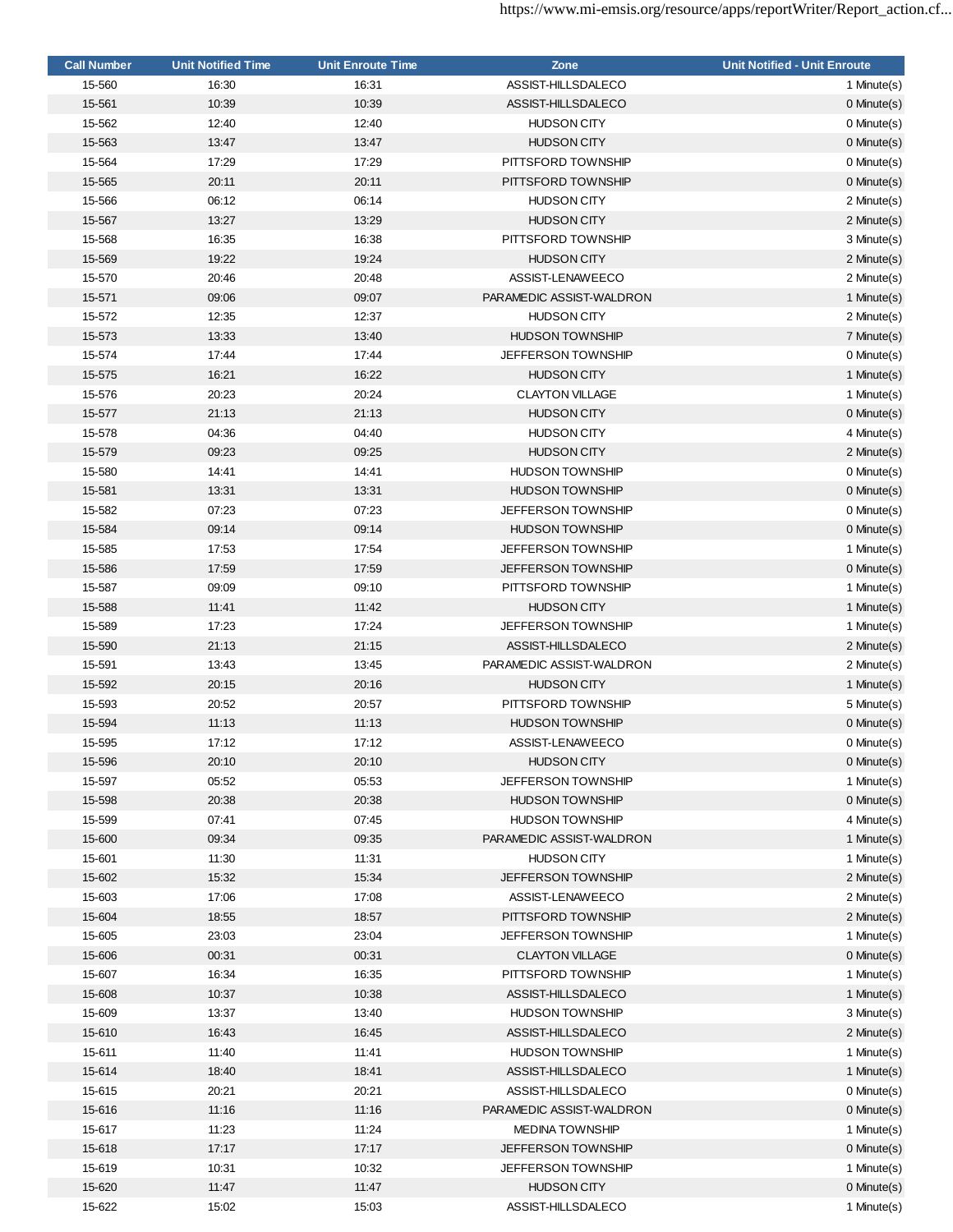| Call Number | Unit Notified Time | Unit Enroute Time | Zone | Unit Notified - Unit Enroute |
|---|---|---|---|---|
| 15-560 | 16:30 | 16:31 | ASSIST-HILLSDALECO | 1 Minute(s) |
| 15-561 | 10:39 | 10:39 | ASSIST-HILLSDALECO | 0 Minute(s) |
| 15-562 | 12:40 | 12:40 | HUDSON CITY | 0 Minute(s) |
| 15-563 | 13:47 | 13:47 | HUDSON CITY | 0 Minute(s) |
| 15-564 | 17:29 | 17:29 | PITTSFORD TOWNSHIP | 0 Minute(s) |
| 15-565 | 20:11 | 20:11 | PITTSFORD TOWNSHIP | 0 Minute(s) |
| 15-566 | 06:12 | 06:14 | HUDSON CITY | 2 Minute(s) |
| 15-567 | 13:27 | 13:29 | HUDSON CITY | 2 Minute(s) |
| 15-568 | 16:35 | 16:38 | PITTSFORD TOWNSHIP | 3 Minute(s) |
| 15-569 | 19:22 | 19:24 | HUDSON CITY | 2 Minute(s) |
| 15-570 | 20:46 | 20:48 | ASSIST-LENAWEECO | 2 Minute(s) |
| 15-571 | 09:06 | 09:07 | PARAMEDIC ASSIST-WALDRON | 1 Minute(s) |
| 15-572 | 12:35 | 12:37 | HUDSON CITY | 2 Minute(s) |
| 15-573 | 13:33 | 13:40 | HUDSON TOWNSHIP | 7 Minute(s) |
| 15-574 | 17:44 | 17:44 | JEFFERSON TOWNSHIP | 0 Minute(s) |
| 15-575 | 16:21 | 16:22 | HUDSON CITY | 1 Minute(s) |
| 15-576 | 20:23 | 20:24 | CLAYTON VILLAGE | 1 Minute(s) |
| 15-577 | 21:13 | 21:13 | HUDSON CITY | 0 Minute(s) |
| 15-578 | 04:36 | 04:40 | HUDSON CITY | 4 Minute(s) |
| 15-579 | 09:23 | 09:25 | HUDSON CITY | 2 Minute(s) |
| 15-580 | 14:41 | 14:41 | HUDSON TOWNSHIP | 0 Minute(s) |
| 15-581 | 13:31 | 13:31 | HUDSON TOWNSHIP | 0 Minute(s) |
| 15-582 | 07:23 | 07:23 | JEFFERSON TOWNSHIP | 0 Minute(s) |
| 15-584 | 09:14 | 09:14 | HUDSON TOWNSHIP | 0 Minute(s) |
| 15-585 | 17:53 | 17:54 | JEFFERSON TOWNSHIP | 1 Minute(s) |
| 15-586 | 17:59 | 17:59 | JEFFERSON TOWNSHIP | 0 Minute(s) |
| 15-587 | 09:09 | 09:10 | PITTSFORD TOWNSHIP | 1 Minute(s) |
| 15-588 | 11:41 | 11:42 | HUDSON CITY | 1 Minute(s) |
| 15-589 | 17:23 | 17:24 | JEFFERSON TOWNSHIP | 1 Minute(s) |
| 15-590 | 21:13 | 21:15 | ASSIST-HILLSDALECO | 2 Minute(s) |
| 15-591 | 13:43 | 13:45 | PARAMEDIC ASSIST-WALDRON | 2 Minute(s) |
| 15-592 | 20:15 | 20:16 | HUDSON CITY | 1 Minute(s) |
| 15-593 | 20:52 | 20:57 | PITTSFORD TOWNSHIP | 5 Minute(s) |
| 15-594 | 11:13 | 11:13 | HUDSON TOWNSHIP | 0 Minute(s) |
| 15-595 | 17:12 | 17:12 | ASSIST-LENAWEECO | 0 Minute(s) |
| 15-596 | 20:10 | 20:10 | HUDSON CITY | 0 Minute(s) |
| 15-597 | 05:52 | 05:53 | JEFFERSON TOWNSHIP | 1 Minute(s) |
| 15-598 | 20:38 | 20:38 | HUDSON TOWNSHIP | 0 Minute(s) |
| 15-599 | 07:41 | 07:45 | HUDSON TOWNSHIP | 4 Minute(s) |
| 15-600 | 09:34 | 09:35 | PARAMEDIC ASSIST-WALDRON | 1 Minute(s) |
| 15-601 | 11:30 | 11:31 | HUDSON CITY | 1 Minute(s) |
| 15-602 | 15:32 | 15:34 | JEFFERSON TOWNSHIP | 2 Minute(s) |
| 15-603 | 17:06 | 17:08 | ASSIST-LENAWEECO | 2 Minute(s) |
| 15-604 | 18:55 | 18:57 | PITTSFORD TOWNSHIP | 2 Minute(s) |
| 15-605 | 23:03 | 23:04 | JEFFERSON TOWNSHIP | 1 Minute(s) |
| 15-606 | 00:31 | 00:31 | CLAYTON VILLAGE | 0 Minute(s) |
| 15-607 | 16:34 | 16:35 | PITTSFORD TOWNSHIP | 1 Minute(s) |
| 15-608 | 10:37 | 10:38 | ASSIST-HILLSDALECO | 1 Minute(s) |
| 15-609 | 13:37 | 13:40 | HUDSON TOWNSHIP | 3 Minute(s) |
| 15-610 | 16:43 | 16:45 | ASSIST-HILLSDALECO | 2 Minute(s) |
| 15-611 | 11:40 | 11:41 | HUDSON TOWNSHIP | 1 Minute(s) |
| 15-614 | 18:40 | 18:41 | ASSIST-HILLSDALECO | 1 Minute(s) |
| 15-615 | 20:21 | 20:21 | ASSIST-HILLSDALECO | 0 Minute(s) |
| 15-616 | 11:16 | 11:16 | PARAMEDIC ASSIST-WALDRON | 0 Minute(s) |
| 15-617 | 11:23 | 11:24 | MEDINA TOWNSHIP | 1 Minute(s) |
| 15-618 | 17:17 | 17:17 | JEFFERSON TOWNSHIP | 0 Minute(s) |
| 15-619 | 10:31 | 10:32 | JEFFERSON TOWNSHIP | 1 Minute(s) |
| 15-620 | 11:47 | 11:47 | HUDSON CITY | 0 Minute(s) |
| 15-622 | 15:02 | 15:03 | ASSIST-HILLSDALECO | 1 Minute(s) |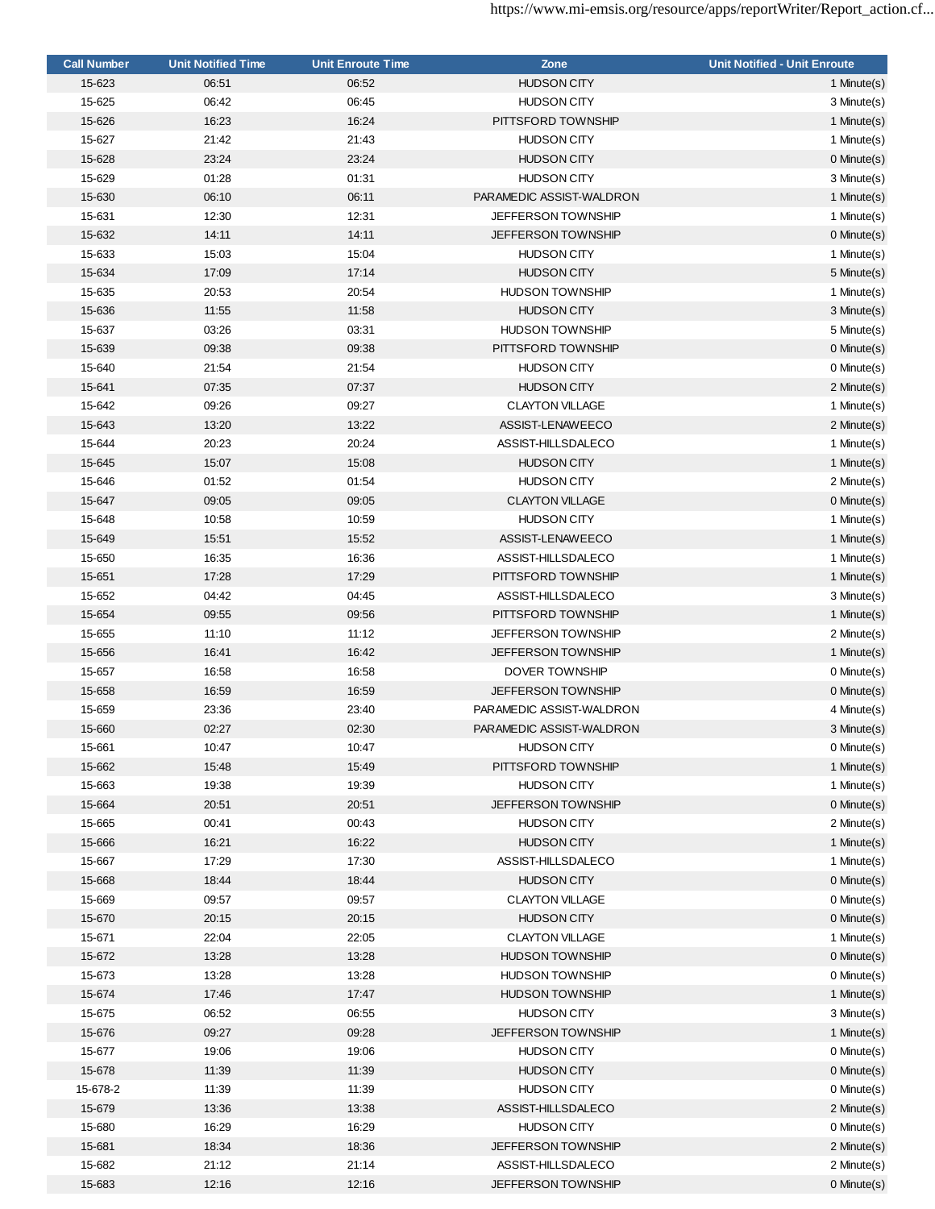| Call Number | Unit Notified Time | Unit Enroute Time | Zone | Unit Notified - Unit Enroute |
|---|---|---|---|---|
| 15-623 | 06:51 | 06:52 | HUDSON CITY | 1 Minute(s) |
| 15-625 | 06:42 | 06:45 | HUDSON CITY | 3 Minute(s) |
| 15-626 | 16:23 | 16:24 | PITTSFORD TOWNSHIP | 1 Minute(s) |
| 15-627 | 21:42 | 21:43 | HUDSON CITY | 1 Minute(s) |
| 15-628 | 23:24 | 23:24 | HUDSON CITY | 0 Minute(s) |
| 15-629 | 01:28 | 01:31 | HUDSON CITY | 3 Minute(s) |
| 15-630 | 06:10 | 06:11 | PARAMEDIC ASSIST-WALDRON | 1 Minute(s) |
| 15-631 | 12:30 | 12:31 | JEFFERSON TOWNSHIP | 1 Minute(s) |
| 15-632 | 14:11 | 14:11 | JEFFERSON TOWNSHIP | 0 Minute(s) |
| 15-633 | 15:03 | 15:04 | HUDSON CITY | 1 Minute(s) |
| 15-634 | 17:09 | 17:14 | HUDSON CITY | 5 Minute(s) |
| 15-635 | 20:53 | 20:54 | HUDSON TOWNSHIP | 1 Minute(s) |
| 15-636 | 11:55 | 11:58 | HUDSON CITY | 3 Minute(s) |
| 15-637 | 03:26 | 03:31 | HUDSON TOWNSHIP | 5 Minute(s) |
| 15-639 | 09:38 | 09:38 | PITTSFORD TOWNSHIP | 0 Minute(s) |
| 15-640 | 21:54 | 21:54 | HUDSON CITY | 0 Minute(s) |
| 15-641 | 07:35 | 07:37 | HUDSON CITY | 2 Minute(s) |
| 15-642 | 09:26 | 09:27 | CLAYTON VILLAGE | 1 Minute(s) |
| 15-643 | 13:20 | 13:22 | ASSIST-LENAWEECO | 2 Minute(s) |
| 15-644 | 20:23 | 20:24 | ASSIST-HILLSDALECO | 1 Minute(s) |
| 15-645 | 15:07 | 15:08 | HUDSON CITY | 1 Minute(s) |
| 15-646 | 01:52 | 01:54 | HUDSON CITY | 2 Minute(s) |
| 15-647 | 09:05 | 09:05 | CLAYTON VILLAGE | 0 Minute(s) |
| 15-648 | 10:58 | 10:59 | HUDSON CITY | 1 Minute(s) |
| 15-649 | 15:51 | 15:52 | ASSIST-LENAWEECO | 1 Minute(s) |
| 15-650 | 16:35 | 16:36 | ASSIST-HILLSDALECO | 1 Minute(s) |
| 15-651 | 17:28 | 17:29 | PITTSFORD TOWNSHIP | 1 Minute(s) |
| 15-652 | 04:42 | 04:45 | ASSIST-HILLSDALECO | 3 Minute(s) |
| 15-654 | 09:55 | 09:56 | PITTSFORD TOWNSHIP | 1 Minute(s) |
| 15-655 | 11:10 | 11:12 | JEFFERSON TOWNSHIP | 2 Minute(s) |
| 15-656 | 16:41 | 16:42 | JEFFERSON TOWNSHIP | 1 Minute(s) |
| 15-657 | 16:58 | 16:58 | DOVER TOWNSHIP | 0 Minute(s) |
| 15-658 | 16:59 | 16:59 | JEFFERSON TOWNSHIP | 0 Minute(s) |
| 15-659 | 23:36 | 23:40 | PARAMEDIC ASSIST-WALDRON | 4 Minute(s) |
| 15-660 | 02:27 | 02:30 | PARAMEDIC ASSIST-WALDRON | 3 Minute(s) |
| 15-661 | 10:47 | 10:47 | HUDSON CITY | 0 Minute(s) |
| 15-662 | 15:48 | 15:49 | PITTSFORD TOWNSHIP | 1 Minute(s) |
| 15-663 | 19:38 | 19:39 | HUDSON CITY | 1 Minute(s) |
| 15-664 | 20:51 | 20:51 | JEFFERSON TOWNSHIP | 0 Minute(s) |
| 15-665 | 00:41 | 00:43 | HUDSON CITY | 2 Minute(s) |
| 15-666 | 16:21 | 16:22 | HUDSON CITY | 1 Minute(s) |
| 15-667 | 17:29 | 17:30 | ASSIST-HILLSDALECO | 1 Minute(s) |
| 15-668 | 18:44 | 18:44 | HUDSON CITY | 0 Minute(s) |
| 15-669 | 09:57 | 09:57 | CLAYTON VILLAGE | 0 Minute(s) |
| 15-670 | 20:15 | 20:15 | HUDSON CITY | 0 Minute(s) |
| 15-671 | 22:04 | 22:05 | CLAYTON VILLAGE | 1 Minute(s) |
| 15-672 | 13:28 | 13:28 | HUDSON TOWNSHIP | 0 Minute(s) |
| 15-673 | 13:28 | 13:28 | HUDSON TOWNSHIP | 0 Minute(s) |
| 15-674 | 17:46 | 17:47 | HUDSON TOWNSHIP | 1 Minute(s) |
| 15-675 | 06:52 | 06:55 | HUDSON CITY | 3 Minute(s) |
| 15-676 | 09:27 | 09:28 | JEFFERSON TOWNSHIP | 1 Minute(s) |
| 15-677 | 19:06 | 19:06 | HUDSON CITY | 0 Minute(s) |
| 15-678 | 11:39 | 11:39 | HUDSON CITY | 0 Minute(s) |
| 15-678-2 | 11:39 | 11:39 | HUDSON CITY | 0 Minute(s) |
| 15-679 | 13:36 | 13:38 | ASSIST-HILLSDALECO | 2 Minute(s) |
| 15-680 | 16:29 | 16:29 | HUDSON CITY | 0 Minute(s) |
| 15-681 | 18:34 | 18:36 | JEFFERSON TOWNSHIP | 2 Minute(s) |
| 15-682 | 21:12 | 21:14 | ASSIST-HILLSDALECO | 2 Minute(s) |
| 15-683 | 12:16 | 12:16 | JEFFERSON TOWNSHIP | 0 Minute(s) |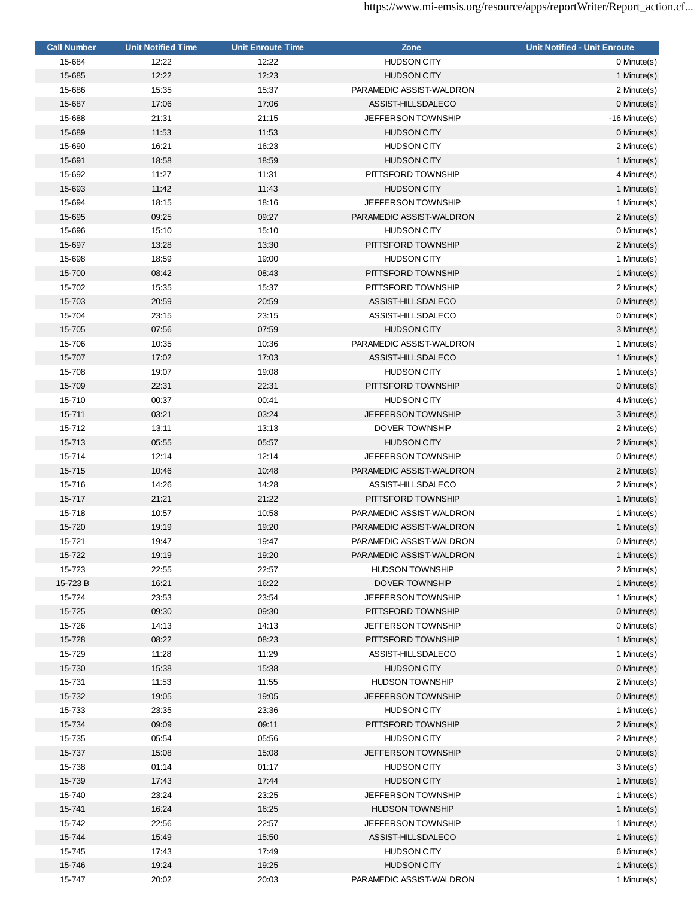| Call Number | Unit Notified Time | Unit Enroute Time | Zone | Unit Notified - Unit Enroute |
|---|---|---|---|---|
| 15-684 | 12:22 | 12:22 | HUDSON CITY | 0 Minute(s) |
| 15-685 | 12:22 | 12:23 | HUDSON CITY | 1 Minute(s) |
| 15-686 | 15:35 | 15:37 | PARAMEDIC ASSIST-WALDRON | 2 Minute(s) |
| 15-687 | 17:06 | 17:06 | ASSIST-HILLSDALECO | 0 Minute(s) |
| 15-688 | 21:31 | 21:15 | JEFFERSON TOWNSHIP | -16 Minute(s) |
| 15-689 | 11:53 | 11:53 | HUDSON CITY | 0 Minute(s) |
| 15-690 | 16:21 | 16:23 | HUDSON CITY | 2 Minute(s) |
| 15-691 | 18:58 | 18:59 | HUDSON CITY | 1 Minute(s) |
| 15-692 | 11:27 | 11:31 | PITTSFORD TOWNSHIP | 4 Minute(s) |
| 15-693 | 11:42 | 11:43 | HUDSON CITY | 1 Minute(s) |
| 15-694 | 18:15 | 18:16 | JEFFERSON TOWNSHIP | 1 Minute(s) |
| 15-695 | 09:25 | 09:27 | PARAMEDIC ASSIST-WALDRON | 2 Minute(s) |
| 15-696 | 15:10 | 15:10 | HUDSON CITY | 0 Minute(s) |
| 15-697 | 13:28 | 13:30 | PITTSFORD TOWNSHIP | 2 Minute(s) |
| 15-698 | 18:59 | 19:00 | HUDSON CITY | 1 Minute(s) |
| 15-700 | 08:42 | 08:43 | PITTSFORD TOWNSHIP | 1 Minute(s) |
| 15-702 | 15:35 | 15:37 | PITTSFORD TOWNSHIP | 2 Minute(s) |
| 15-703 | 20:59 | 20:59 | ASSIST-HILLSDALECO | 0 Minute(s) |
| 15-704 | 23:15 | 23:15 | ASSIST-HILLSDALECO | 0 Minute(s) |
| 15-705 | 07:56 | 07:59 | HUDSON CITY | 3 Minute(s) |
| 15-706 | 10:35 | 10:36 | PARAMEDIC ASSIST-WALDRON | 1 Minute(s) |
| 15-707 | 17:02 | 17:03 | ASSIST-HILLSDALECO | 1 Minute(s) |
| 15-708 | 19:07 | 19:08 | HUDSON CITY | 1 Minute(s) |
| 15-709 | 22:31 | 22:31 | PITTSFORD TOWNSHIP | 0 Minute(s) |
| 15-710 | 00:37 | 00:41 | HUDSON CITY | 4 Minute(s) |
| 15-711 | 03:21 | 03:24 | JEFFERSON TOWNSHIP | 3 Minute(s) |
| 15-712 | 13:11 | 13:13 | DOVER TOWNSHIP | 2 Minute(s) |
| 15-713 | 05:55 | 05:57 | HUDSON CITY | 2 Minute(s) |
| 15-714 | 12:14 | 12:14 | JEFFERSON TOWNSHIP | 0 Minute(s) |
| 15-715 | 10:46 | 10:48 | PARAMEDIC ASSIST-WALDRON | 2 Minute(s) |
| 15-716 | 14:26 | 14:28 | ASSIST-HILLSDALECO | 2 Minute(s) |
| 15-717 | 21:21 | 21:22 | PITTSFORD TOWNSHIP | 1 Minute(s) |
| 15-718 | 10:57 | 10:58 | PARAMEDIC ASSIST-WALDRON | 1 Minute(s) |
| 15-720 | 19:19 | 19:20 | PARAMEDIC ASSIST-WALDRON | 1 Minute(s) |
| 15-721 | 19:47 | 19:47 | PARAMEDIC ASSIST-WALDRON | 0 Minute(s) |
| 15-722 | 19:19 | 19:20 | PARAMEDIC ASSIST-WALDRON | 1 Minute(s) |
| 15-723 | 22:55 | 22:57 | HUDSON TOWNSHIP | 2 Minute(s) |
| 15-723 B | 16:21 | 16:22 | DOVER TOWNSHIP | 1 Minute(s) |
| 15-724 | 23:53 | 23:54 | JEFFERSON TOWNSHIP | 1 Minute(s) |
| 15-725 | 09:30 | 09:30 | PITTSFORD TOWNSHIP | 0 Minute(s) |
| 15-726 | 14:13 | 14:13 | JEFFERSON TOWNSHIP | 0 Minute(s) |
| 15-728 | 08:22 | 08:23 | PITTSFORD TOWNSHIP | 1 Minute(s) |
| 15-729 | 11:28 | 11:29 | ASSIST-HILLSDALECO | 1 Minute(s) |
| 15-730 | 15:38 | 15:38 | HUDSON CITY | 0 Minute(s) |
| 15-731 | 11:53 | 11:55 | HUDSON TOWNSHIP | 2 Minute(s) |
| 15-732 | 19:05 | 19:05 | JEFFERSON TOWNSHIP | 0 Minute(s) |
| 15-733 | 23:35 | 23:36 | HUDSON CITY | 1 Minute(s) |
| 15-734 | 09:09 | 09:11 | PITTSFORD TOWNSHIP | 2 Minute(s) |
| 15-735 | 05:54 | 05:56 | HUDSON CITY | 2 Minute(s) |
| 15-737 | 15:08 | 15:08 | JEFFERSON TOWNSHIP | 0 Minute(s) |
| 15-738 | 01:14 | 01:17 | HUDSON CITY | 3 Minute(s) |
| 15-739 | 17:43 | 17:44 | HUDSON CITY | 1 Minute(s) |
| 15-740 | 23:24 | 23:25 | JEFFERSON TOWNSHIP | 1 Minute(s) |
| 15-741 | 16:24 | 16:25 | HUDSON TOWNSHIP | 1 Minute(s) |
| 15-742 | 22:56 | 22:57 | JEFFERSON TOWNSHIP | 1 Minute(s) |
| 15-744 | 15:49 | 15:50 | ASSIST-HILLSDALECO | 1 Minute(s) |
| 15-745 | 17:43 | 17:49 | HUDSON CITY | 6 Minute(s) |
| 15-746 | 19:24 | 19:25 | HUDSON CITY | 1 Minute(s) |
| 15-747 | 20:02 | 20:03 | PARAMEDIC ASSIST-WALDRON | 1 Minute(s) |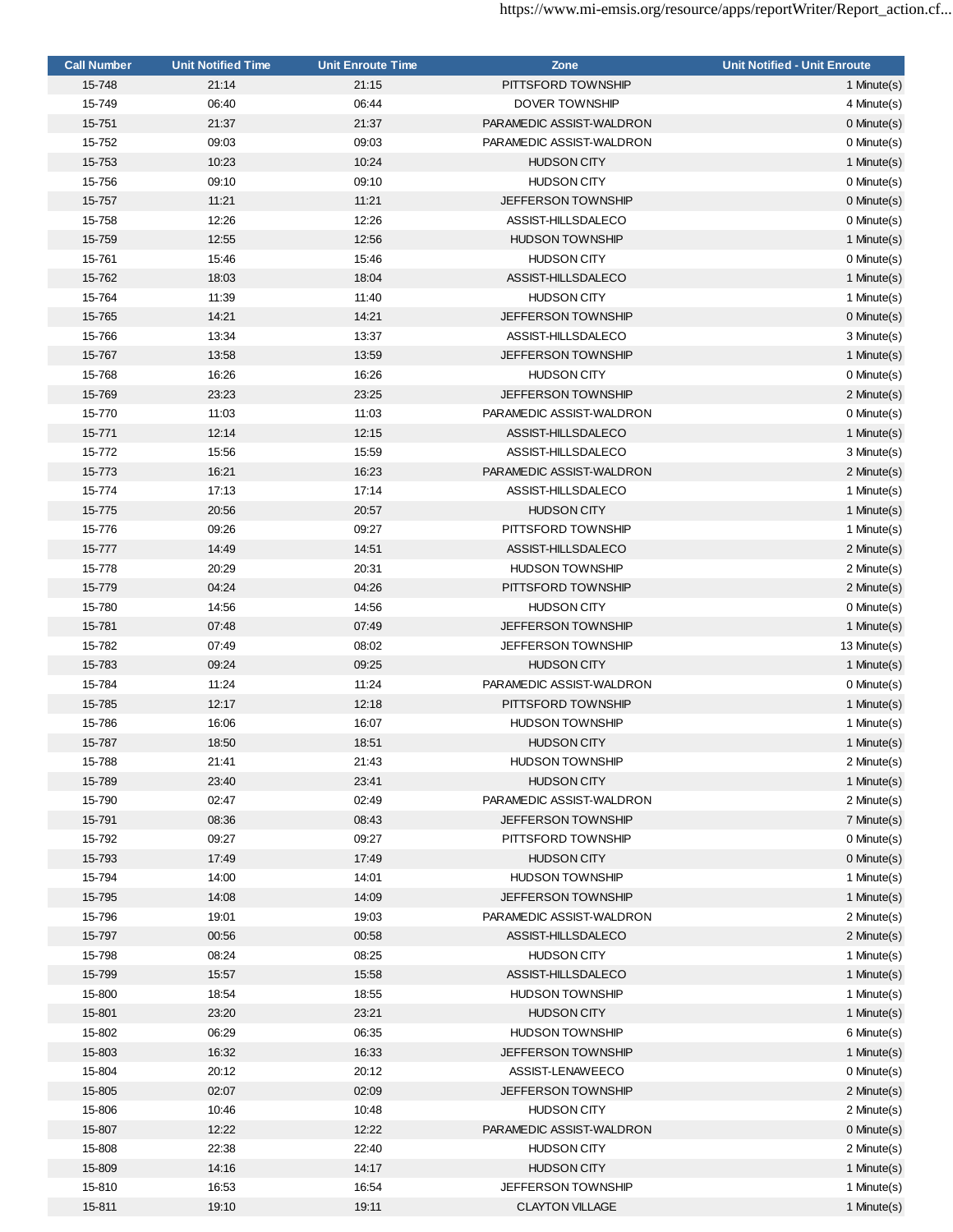| Call Number | Unit Notified Time | Unit Enroute Time | Zone | Unit Notified - Unit Enroute |
|---|---|---|---|---|
| 15-748 | 21:14 | 21:15 | PITTSFORD TOWNSHIP | 1 Minute(s) |
| 15-749 | 06:40 | 06:44 | DOVER TOWNSHIP | 4 Minute(s) |
| 15-751 | 21:37 | 21:37 | PARAMEDIC ASSIST-WALDRON | 0 Minute(s) |
| 15-752 | 09:03 | 09:03 | PARAMEDIC ASSIST-WALDRON | 0 Minute(s) |
| 15-753 | 10:23 | 10:24 | HUDSON CITY | 1 Minute(s) |
| 15-756 | 09:10 | 09:10 | HUDSON CITY | 0 Minute(s) |
| 15-757 | 11:21 | 11:21 | JEFFERSON TOWNSHIP | 0 Minute(s) |
| 15-758 | 12:26 | 12:26 | ASSIST-HILLSDALECO | 0 Minute(s) |
| 15-759 | 12:55 | 12:56 | HUDSON TOWNSHIP | 1 Minute(s) |
| 15-761 | 15:46 | 15:46 | HUDSON CITY | 0 Minute(s) |
| 15-762 | 18:03 | 18:04 | ASSIST-HILLSDALECO | 1 Minute(s) |
| 15-764 | 11:39 | 11:40 | HUDSON CITY | 1 Minute(s) |
| 15-765 | 14:21 | 14:21 | JEFFERSON TOWNSHIP | 0 Minute(s) |
| 15-766 | 13:34 | 13:37 | ASSIST-HILLSDALECO | 3 Minute(s) |
| 15-767 | 13:58 | 13:59 | JEFFERSON TOWNSHIP | 1 Minute(s) |
| 15-768 | 16:26 | 16:26 | HUDSON CITY | 0 Minute(s) |
| 15-769 | 23:23 | 23:25 | JEFFERSON TOWNSHIP | 2 Minute(s) |
| 15-770 | 11:03 | 11:03 | PARAMEDIC ASSIST-WALDRON | 0 Minute(s) |
| 15-771 | 12:14 | 12:15 | ASSIST-HILLSDALECO | 1 Minute(s) |
| 15-772 | 15:56 | 15:59 | ASSIST-HILLSDALECO | 3 Minute(s) |
| 15-773 | 16:21 | 16:23 | PARAMEDIC ASSIST-WALDRON | 2 Minute(s) |
| 15-774 | 17:13 | 17:14 | ASSIST-HILLSDALECO | 1 Minute(s) |
| 15-775 | 20:56 | 20:57 | HUDSON CITY | 1 Minute(s) |
| 15-776 | 09:26 | 09:27 | PITTSFORD TOWNSHIP | 1 Minute(s) |
| 15-777 | 14:49 | 14:51 | ASSIST-HILLSDALECO | 2 Minute(s) |
| 15-778 | 20:29 | 20:31 | HUDSON TOWNSHIP | 2 Minute(s) |
| 15-779 | 04:24 | 04:26 | PITTSFORD TOWNSHIP | 2 Minute(s) |
| 15-780 | 14:56 | 14:56 | HUDSON CITY | 0 Minute(s) |
| 15-781 | 07:48 | 07:49 | JEFFERSON TOWNSHIP | 1 Minute(s) |
| 15-782 | 07:49 | 08:02 | JEFFERSON TOWNSHIP | 13 Minute(s) |
| 15-783 | 09:24 | 09:25 | HUDSON CITY | 1 Minute(s) |
| 15-784 | 11:24 | 11:24 | PARAMEDIC ASSIST-WALDRON | 0 Minute(s) |
| 15-785 | 12:17 | 12:18 | PITTSFORD TOWNSHIP | 1 Minute(s) |
| 15-786 | 16:06 | 16:07 | HUDSON TOWNSHIP | 1 Minute(s) |
| 15-787 | 18:50 | 18:51 | HUDSON CITY | 1 Minute(s) |
| 15-788 | 21:41 | 21:43 | HUDSON TOWNSHIP | 2 Minute(s) |
| 15-789 | 23:40 | 23:41 | HUDSON CITY | 1 Minute(s) |
| 15-790 | 02:47 | 02:49 | PARAMEDIC ASSIST-WALDRON | 2 Minute(s) |
| 15-791 | 08:36 | 08:43 | JEFFERSON TOWNSHIP | 7 Minute(s) |
| 15-792 | 09:27 | 09:27 | PITTSFORD TOWNSHIP | 0 Minute(s) |
| 15-793 | 17:49 | 17:49 | HUDSON CITY | 0 Minute(s) |
| 15-794 | 14:00 | 14:01 | HUDSON TOWNSHIP | 1 Minute(s) |
| 15-795 | 14:08 | 14:09 | JEFFERSON TOWNSHIP | 1 Minute(s) |
| 15-796 | 19:01 | 19:03 | PARAMEDIC ASSIST-WALDRON | 2 Minute(s) |
| 15-797 | 00:56 | 00:58 | ASSIST-HILLSDALECO | 2 Minute(s) |
| 15-798 | 08:24 | 08:25 | HUDSON CITY | 1 Minute(s) |
| 15-799 | 15:57 | 15:58 | ASSIST-HILLSDALECO | 1 Minute(s) |
| 15-800 | 18:54 | 18:55 | HUDSON TOWNSHIP | 1 Minute(s) |
| 15-801 | 23:20 | 23:21 | HUDSON CITY | 1 Minute(s) |
| 15-802 | 06:29 | 06:35 | HUDSON TOWNSHIP | 6 Minute(s) |
| 15-803 | 16:32 | 16:33 | JEFFERSON TOWNSHIP | 1 Minute(s) |
| 15-804 | 20:12 | 20:12 | ASSIST-LENAWEECO | 0 Minute(s) |
| 15-805 | 02:07 | 02:09 | JEFFERSON TOWNSHIP | 2 Minute(s) |
| 15-806 | 10:46 | 10:48 | HUDSON CITY | 2 Minute(s) |
| 15-807 | 12:22 | 12:22 | PARAMEDIC ASSIST-WALDRON | 0 Minute(s) |
| 15-808 | 22:38 | 22:40 | HUDSON CITY | 2 Minute(s) |
| 15-809 | 14:16 | 14:17 | HUDSON CITY | 1 Minute(s) |
| 15-810 | 16:53 | 16:54 | JEFFERSON TOWNSHIP | 1 Minute(s) |
| 15-811 | 19:10 | 19:11 | CLAYTON VILLAGE | 1 Minute(s) |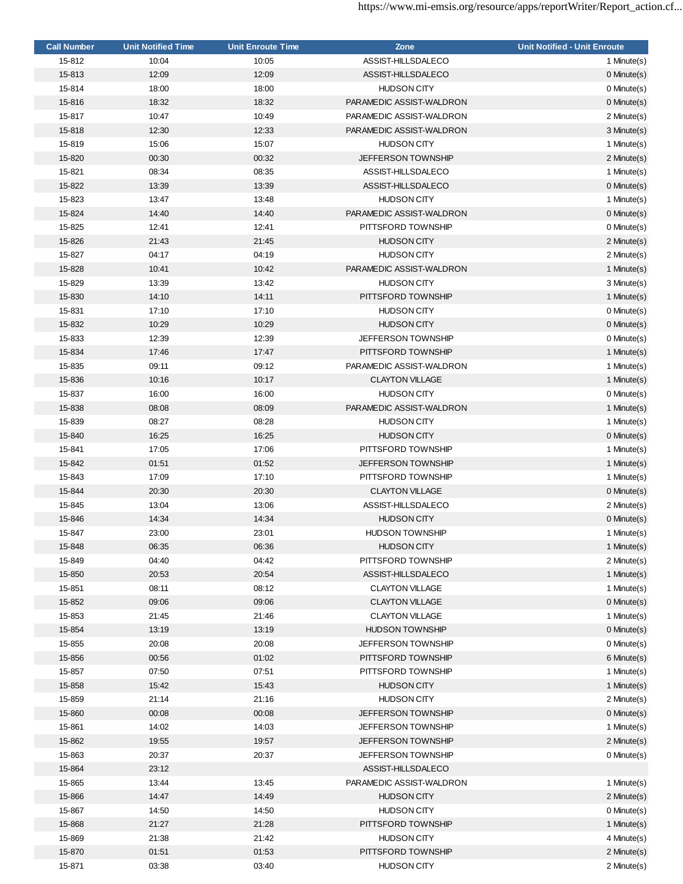| Call Number | Unit Notified Time | Unit Enroute Time | Zone | Unit Notified - Unit Enroute |
|---|---|---|---|---|
| 15-812 | 10:04 | 10:05 | ASSIST-HILLSDALECO | 1 Minute(s) |
| 15-813 | 12:09 | 12:09 | ASSIST-HILLSDALECO | 0 Minute(s) |
| 15-814 | 18:00 | 18:00 | HUDSON CITY | 0 Minute(s) |
| 15-816 | 18:32 | 18:32 | PARAMEDIC ASSIST-WALDRON | 0 Minute(s) |
| 15-817 | 10:47 | 10:49 | PARAMEDIC ASSIST-WALDRON | 2 Minute(s) |
| 15-818 | 12:30 | 12:33 | PARAMEDIC ASSIST-WALDRON | 3 Minute(s) |
| 15-819 | 15:06 | 15:07 | HUDSON CITY | 1 Minute(s) |
| 15-820 | 00:30 | 00:32 | JEFFERSON TOWNSHIP | 2 Minute(s) |
| 15-821 | 08:34 | 08:35 | ASSIST-HILLSDALECO | 1 Minute(s) |
| 15-822 | 13:39 | 13:39 | ASSIST-HILLSDALECO | 0 Minute(s) |
| 15-823 | 13:47 | 13:48 | HUDSON CITY | 1 Minute(s) |
| 15-824 | 14:40 | 14:40 | PARAMEDIC ASSIST-WALDRON | 0 Minute(s) |
| 15-825 | 12:41 | 12:41 | PITTSFORD TOWNSHIP | 0 Minute(s) |
| 15-826 | 21:43 | 21:45 | HUDSON CITY | 2 Minute(s) |
| 15-827 | 04:17 | 04:19 | HUDSON CITY | 2 Minute(s) |
| 15-828 | 10:41 | 10:42 | PARAMEDIC ASSIST-WALDRON | 1 Minute(s) |
| 15-829 | 13:39 | 13:42 | HUDSON CITY | 3 Minute(s) |
| 15-830 | 14:10 | 14:11 | PITTSFORD TOWNSHIP | 1 Minute(s) |
| 15-831 | 17:10 | 17:10 | HUDSON CITY | 0 Minute(s) |
| 15-832 | 10:29 | 10:29 | HUDSON CITY | 0 Minute(s) |
| 15-833 | 12:39 | 12:39 | JEFFERSON TOWNSHIP | 0 Minute(s) |
| 15-834 | 17:46 | 17:47 | PITTSFORD TOWNSHIP | 1 Minute(s) |
| 15-835 | 09:11 | 09:12 | PARAMEDIC ASSIST-WALDRON | 1 Minute(s) |
| 15-836 | 10:16 | 10:17 | CLAYTON VILLAGE | 1 Minute(s) |
| 15-837 | 16:00 | 16:00 | HUDSON CITY | 0 Minute(s) |
| 15-838 | 08:08 | 08:09 | PARAMEDIC ASSIST-WALDRON | 1 Minute(s) |
| 15-839 | 08:27 | 08:28 | HUDSON CITY | 1 Minute(s) |
| 15-840 | 16:25 | 16:25 | HUDSON CITY | 0 Minute(s) |
| 15-841 | 17:05 | 17:06 | PITTSFORD TOWNSHIP | 1 Minute(s) |
| 15-842 | 01:51 | 01:52 | JEFFERSON TOWNSHIP | 1 Minute(s) |
| 15-843 | 17:09 | 17:10 | PITTSFORD TOWNSHIP | 1 Minute(s) |
| 15-844 | 20:30 | 20:30 | CLAYTON VILLAGE | 0 Minute(s) |
| 15-845 | 13:04 | 13:06 | ASSIST-HILLSDALECO | 2 Minute(s) |
| 15-846 | 14:34 | 14:34 | HUDSON CITY | 0 Minute(s) |
| 15-847 | 23:00 | 23:01 | HUDSON TOWNSHIP | 1 Minute(s) |
| 15-848 | 06:35 | 06:36 | HUDSON CITY | 1 Minute(s) |
| 15-849 | 04:40 | 04:42 | PITTSFORD TOWNSHIP | 2 Minute(s) |
| 15-850 | 20:53 | 20:54 | ASSIST-HILLSDALECO | 1 Minute(s) |
| 15-851 | 08:11 | 08:12 | CLAYTON VILLAGE | 1 Minute(s) |
| 15-852 | 09:06 | 09:06 | CLAYTON VILLAGE | 0 Minute(s) |
| 15-853 | 21:45 | 21:46 | CLAYTON VILLAGE | 1 Minute(s) |
| 15-854 | 13:19 | 13:19 | HUDSON TOWNSHIP | 0 Minute(s) |
| 15-855 | 20:08 | 20:08 | JEFFERSON TOWNSHIP | 0 Minute(s) |
| 15-856 | 00:56 | 01:02 | PITTSFORD TOWNSHIP | 6 Minute(s) |
| 15-857 | 07:50 | 07:51 | PITTSFORD TOWNSHIP | 1 Minute(s) |
| 15-858 | 15:42 | 15:43 | HUDSON CITY | 1 Minute(s) |
| 15-859 | 21:14 | 21:16 | HUDSON CITY | 2 Minute(s) |
| 15-860 | 00:08 | 00:08 | JEFFERSON TOWNSHIP | 0 Minute(s) |
| 15-861 | 14:02 | 14:03 | JEFFERSON TOWNSHIP | 1 Minute(s) |
| 15-862 | 19:55 | 19:57 | JEFFERSON TOWNSHIP | 2 Minute(s) |
| 15-863 | 20:37 | 20:37 | JEFFERSON TOWNSHIP | 0 Minute(s) |
| 15-864 | 23:12 | | ASSIST-HILLSDALECO | |
| 15-865 | 13:44 | 13:45 | PARAMEDIC ASSIST-WALDRON | 1 Minute(s) |
| 15-866 | 14:47 | 14:49 | HUDSON CITY | 2 Minute(s) |
| 15-867 | 14:50 | 14:50 | HUDSON CITY | 0 Minute(s) |
| 15-868 | 21:27 | 21:28 | PITTSFORD TOWNSHIP | 1 Minute(s) |
| 15-869 | 21:38 | 21:42 | HUDSON CITY | 4 Minute(s) |
| 15-870 | 01:51 | 01:53 | PITTSFORD TOWNSHIP | 2 Minute(s) |
| 15-871 | 03:38 | 03:40 | HUDSON CITY | 2 Minute(s) |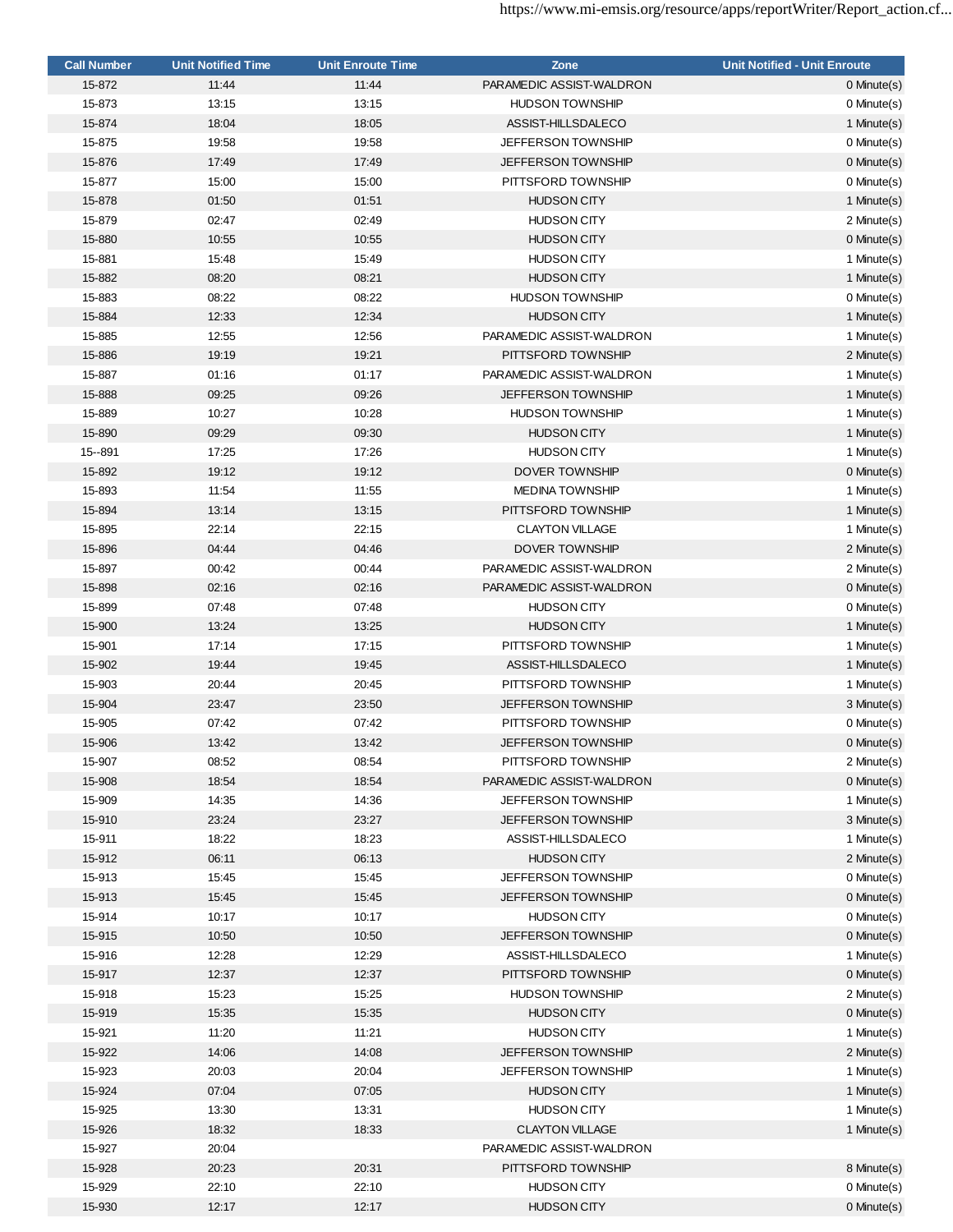| Call Number | Unit Notified Time | Unit Enroute Time | Zone | Unit Notified - Unit Enroute |
|---|---|---|---|---|
| 15-872 | 11:44 | 11:44 | PARAMEDIC ASSIST-WALDRON | 0 Minute(s) |
| 15-873 | 13:15 | 13:15 | HUDSON TOWNSHIP | 0 Minute(s) |
| 15-874 | 18:04 | 18:05 | ASSIST-HILLSDALECO | 1 Minute(s) |
| 15-875 | 19:58 | 19:58 | JEFFERSON TOWNSHIP | 0 Minute(s) |
| 15-876 | 17:49 | 17:49 | JEFFERSON TOWNSHIP | 0 Minute(s) |
| 15-877 | 15:00 | 15:00 | PITTSFORD TOWNSHIP | 0 Minute(s) |
| 15-878 | 01:50 | 01:51 | HUDSON CITY | 1 Minute(s) |
| 15-879 | 02:47 | 02:49 | HUDSON CITY | 2 Minute(s) |
| 15-880 | 10:55 | 10:55 | HUDSON CITY | 0 Minute(s) |
| 15-881 | 15:48 | 15:49 | HUDSON CITY | 1 Minute(s) |
| 15-882 | 08:20 | 08:21 | HUDSON CITY | 1 Minute(s) |
| 15-883 | 08:22 | 08:22 | HUDSON TOWNSHIP | 0 Minute(s) |
| 15-884 | 12:33 | 12:34 | HUDSON CITY | 1 Minute(s) |
| 15-885 | 12:55 | 12:56 | PARAMEDIC ASSIST-WALDRON | 1 Minute(s) |
| 15-886 | 19:19 | 19:21 | PITTSFORD TOWNSHIP | 2 Minute(s) |
| 15-887 | 01:16 | 01:17 | PARAMEDIC ASSIST-WALDRON | 1 Minute(s) |
| 15-888 | 09:25 | 09:26 | JEFFERSON TOWNSHIP | 1 Minute(s) |
| 15-889 | 10:27 | 10:28 | HUDSON TOWNSHIP | 1 Minute(s) |
| 15-890 | 09:29 | 09:30 | HUDSON CITY | 1 Minute(s) |
| 15--891 | 17:25 | 17:26 | HUDSON CITY | 1 Minute(s) |
| 15-892 | 19:12 | 19:12 | DOVER TOWNSHIP | 0 Minute(s) |
| 15-893 | 11:54 | 11:55 | MEDINA TOWNSHIP | 1 Minute(s) |
| 15-894 | 13:14 | 13:15 | PITTSFORD TOWNSHIP | 1 Minute(s) |
| 15-895 | 22:14 | 22:15 | CLAYTON VILLAGE | 1 Minute(s) |
| 15-896 | 04:44 | 04:46 | DOVER TOWNSHIP | 2 Minute(s) |
| 15-897 | 00:42 | 00:44 | PARAMEDIC ASSIST-WALDRON | 2 Minute(s) |
| 15-898 | 02:16 | 02:16 | PARAMEDIC ASSIST-WALDRON | 0 Minute(s) |
| 15-899 | 07:48 | 07:48 | HUDSON CITY | 0 Minute(s) |
| 15-900 | 13:24 | 13:25 | HUDSON CITY | 1 Minute(s) |
| 15-901 | 17:14 | 17:15 | PITTSFORD TOWNSHIP | 1 Minute(s) |
| 15-902 | 19:44 | 19:45 | ASSIST-HILLSDALECO | 1 Minute(s) |
| 15-903 | 20:44 | 20:45 | PITTSFORD TOWNSHIP | 1 Minute(s) |
| 15-904 | 23:47 | 23:50 | JEFFERSON TOWNSHIP | 3 Minute(s) |
| 15-905 | 07:42 | 07:42 | PITTSFORD TOWNSHIP | 0 Minute(s) |
| 15-906 | 13:42 | 13:42 | JEFFERSON TOWNSHIP | 0 Minute(s) |
| 15-907 | 08:52 | 08:54 | PITTSFORD TOWNSHIP | 2 Minute(s) |
| 15-908 | 18:54 | 18:54 | PARAMEDIC ASSIST-WALDRON | 0 Minute(s) |
| 15-909 | 14:35 | 14:36 | JEFFERSON TOWNSHIP | 1 Minute(s) |
| 15-910 | 23:24 | 23:27 | JEFFERSON TOWNSHIP | 3 Minute(s) |
| 15-911 | 18:22 | 18:23 | ASSIST-HILLSDALECO | 1 Minute(s) |
| 15-912 | 06:11 | 06:13 | HUDSON CITY | 2 Minute(s) |
| 15-913 | 15:45 | 15:45 | JEFFERSON TOWNSHIP | 0 Minute(s) |
| 15-913 | 15:45 | 15:45 | JEFFERSON TOWNSHIP | 0 Minute(s) |
| 15-914 | 10:17 | 10:17 | HUDSON CITY | 0 Minute(s) |
| 15-915 | 10:50 | 10:50 | JEFFERSON TOWNSHIP | 0 Minute(s) |
| 15-916 | 12:28 | 12:29 | ASSIST-HILLSDALECO | 1 Minute(s) |
| 15-917 | 12:37 | 12:37 | PITTSFORD TOWNSHIP | 0 Minute(s) |
| 15-918 | 15:23 | 15:25 | HUDSON TOWNSHIP | 2 Minute(s) |
| 15-919 | 15:35 | 15:35 | HUDSON CITY | 0 Minute(s) |
| 15-921 | 11:20 | 11:21 | HUDSON CITY | 1 Minute(s) |
| 15-922 | 14:06 | 14:08 | JEFFERSON TOWNSHIP | 2 Minute(s) |
| 15-923 | 20:03 | 20:04 | JEFFERSON TOWNSHIP | 1 Minute(s) |
| 15-924 | 07:04 | 07:05 | HUDSON CITY | 1 Minute(s) |
| 15-925 | 13:30 | 13:31 | HUDSON CITY | 1 Minute(s) |
| 15-926 | 18:32 | 18:33 | CLAYTON VILLAGE | 1 Minute(s) |
| 15-927 | 20:04 | | PARAMEDIC ASSIST-WALDRON | |
| 15-928 | 20:23 | 20:31 | PITTSFORD TOWNSHIP | 8 Minute(s) |
| 15-929 | 22:10 | 22:10 | HUDSON CITY | 0 Minute(s) |
| 15-930 | 12:17 | 12:17 | HUDSON CITY | 0 Minute(s) |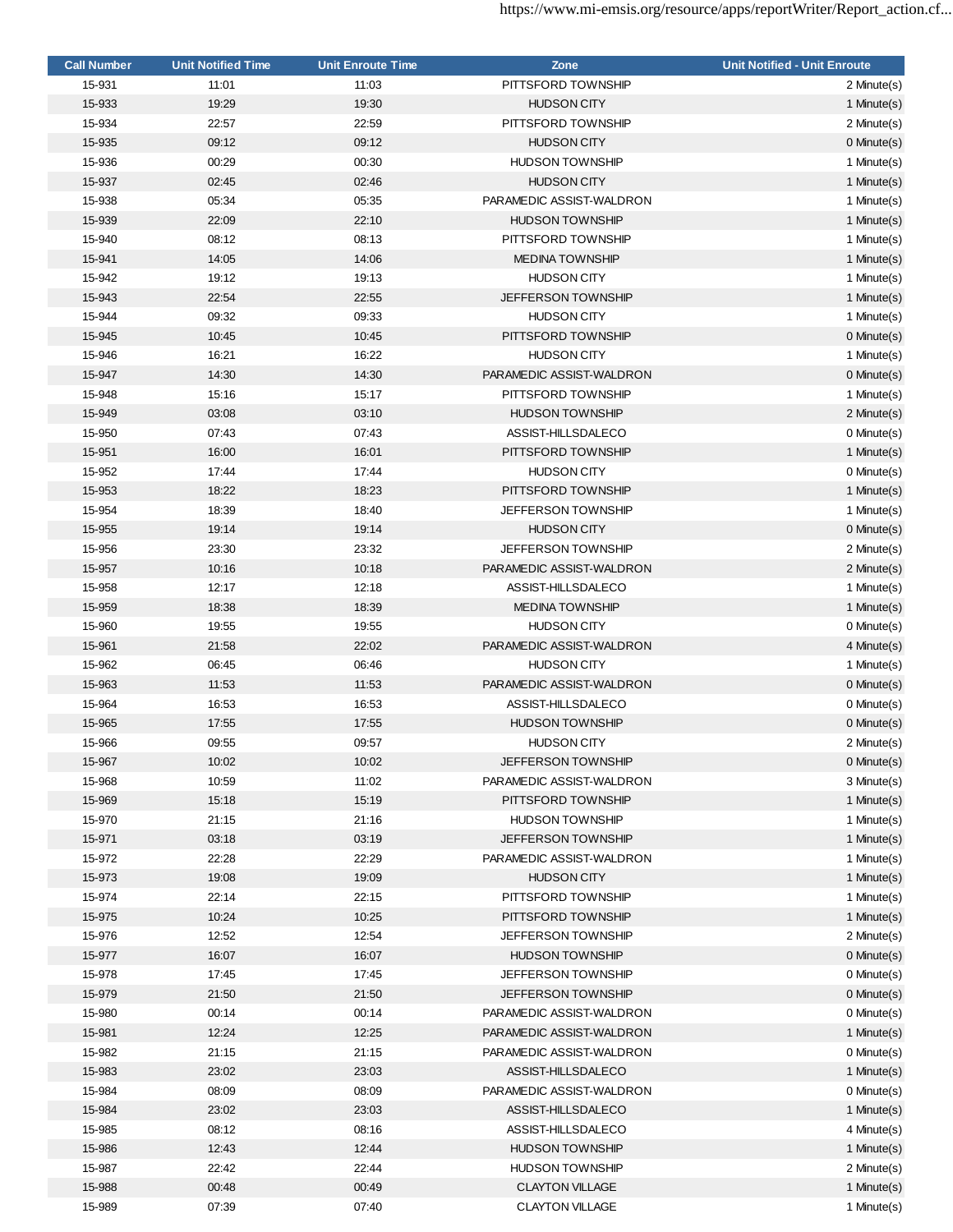| Call Number | Unit Notified Time | Unit Enroute Time | Zone | Unit Notified - Unit Enroute |
|---|---|---|---|---|
| 15-931 | 11:01 | 11:03 | PITTSFORD TOWNSHIP | 2 Minute(s) |
| 15-933 | 19:29 | 19:30 | HUDSON CITY | 1 Minute(s) |
| 15-934 | 22:57 | 22:59 | PITTSFORD TOWNSHIP | 2 Minute(s) |
| 15-935 | 09:12 | 09:12 | HUDSON CITY | 0 Minute(s) |
| 15-936 | 00:29 | 00:30 | HUDSON TOWNSHIP | 1 Minute(s) |
| 15-937 | 02:45 | 02:46 | HUDSON CITY | 1 Minute(s) |
| 15-938 | 05:34 | 05:35 | PARAMEDIC ASSIST-WALDRON | 1 Minute(s) |
| 15-939 | 22:09 | 22:10 | HUDSON TOWNSHIP | 1 Minute(s) |
| 15-940 | 08:12 | 08:13 | PITTSFORD TOWNSHIP | 1 Minute(s) |
| 15-941 | 14:05 | 14:06 | MEDINA TOWNSHIP | 1 Minute(s) |
| 15-942 | 19:12 | 19:13 | HUDSON CITY | 1 Minute(s) |
| 15-943 | 22:54 | 22:55 | JEFFERSON TOWNSHIP | 1 Minute(s) |
| 15-944 | 09:32 | 09:33 | HUDSON CITY | 1 Minute(s) |
| 15-945 | 10:45 | 10:45 | PITTSFORD TOWNSHIP | 0 Minute(s) |
| 15-946 | 16:21 | 16:22 | HUDSON CITY | 1 Minute(s) |
| 15-947 | 14:30 | 14:30 | PARAMEDIC ASSIST-WALDRON | 0 Minute(s) |
| 15-948 | 15:16 | 15:17 | PITTSFORD TOWNSHIP | 1 Minute(s) |
| 15-949 | 03:08 | 03:10 | HUDSON TOWNSHIP | 2 Minute(s) |
| 15-950 | 07:43 | 07:43 | ASSIST-HILLSDALECO | 0 Minute(s) |
| 15-951 | 16:00 | 16:01 | PITTSFORD TOWNSHIP | 1 Minute(s) |
| 15-952 | 17:44 | 17:44 | HUDSON CITY | 0 Minute(s) |
| 15-953 | 18:22 | 18:23 | PITTSFORD TOWNSHIP | 1 Minute(s) |
| 15-954 | 18:39 | 18:40 | JEFFERSON TOWNSHIP | 1 Minute(s) |
| 15-955 | 19:14 | 19:14 | HUDSON CITY | 0 Minute(s) |
| 15-956 | 23:30 | 23:32 | JEFFERSON TOWNSHIP | 2 Minute(s) |
| 15-957 | 10:16 | 10:18 | PARAMEDIC ASSIST-WALDRON | 2 Minute(s) |
| 15-958 | 12:17 | 12:18 | ASSIST-HILLSDALECO | 1 Minute(s) |
| 15-959 | 18:38 | 18:39 | MEDINA TOWNSHIP | 1 Minute(s) |
| 15-960 | 19:55 | 19:55 | HUDSON CITY | 0 Minute(s) |
| 15-961 | 21:58 | 22:02 | PARAMEDIC ASSIST-WALDRON | 4 Minute(s) |
| 15-962 | 06:45 | 06:46 | HUDSON CITY | 1 Minute(s) |
| 15-963 | 11:53 | 11:53 | PARAMEDIC ASSIST-WALDRON | 0 Minute(s) |
| 15-964 | 16:53 | 16:53 | ASSIST-HILLSDALECO | 0 Minute(s) |
| 15-965 | 17:55 | 17:55 | HUDSON TOWNSHIP | 0 Minute(s) |
| 15-966 | 09:55 | 09:57 | HUDSON CITY | 2 Minute(s) |
| 15-967 | 10:02 | 10:02 | JEFFERSON TOWNSHIP | 0 Minute(s) |
| 15-968 | 10:59 | 11:02 | PARAMEDIC ASSIST-WALDRON | 3 Minute(s) |
| 15-969 | 15:18 | 15:19 | PITTSFORD TOWNSHIP | 1 Minute(s) |
| 15-970 | 21:15 | 21:16 | HUDSON TOWNSHIP | 1 Minute(s) |
| 15-971 | 03:18 | 03:19 | JEFFERSON TOWNSHIP | 1 Minute(s) |
| 15-972 | 22:28 | 22:29 | PARAMEDIC ASSIST-WALDRON | 1 Minute(s) |
| 15-973 | 19:08 | 19:09 | HUDSON CITY | 1 Minute(s) |
| 15-974 | 22:14 | 22:15 | PITTSFORD TOWNSHIP | 1 Minute(s) |
| 15-975 | 10:24 | 10:25 | PITTSFORD TOWNSHIP | 1 Minute(s) |
| 15-976 | 12:52 | 12:54 | JEFFERSON TOWNSHIP | 2 Minute(s) |
| 15-977 | 16:07 | 16:07 | HUDSON TOWNSHIP | 0 Minute(s) |
| 15-978 | 17:45 | 17:45 | JEFFERSON TOWNSHIP | 0 Minute(s) |
| 15-979 | 21:50 | 21:50 | JEFFERSON TOWNSHIP | 0 Minute(s) |
| 15-980 | 00:14 | 00:14 | PARAMEDIC ASSIST-WALDRON | 0 Minute(s) |
| 15-981 | 12:24 | 12:25 | PARAMEDIC ASSIST-WALDRON | 1 Minute(s) |
| 15-982 | 21:15 | 21:15 | PARAMEDIC ASSIST-WALDRON | 0 Minute(s) |
| 15-983 | 23:02 | 23:03 | ASSIST-HILLSDALECO | 1 Minute(s) |
| 15-984 | 08:09 | 08:09 | PARAMEDIC ASSIST-WALDRON | 0 Minute(s) |
| 15-984 | 23:02 | 23:03 | ASSIST-HILLSDALECO | 1 Minute(s) |
| 15-985 | 08:12 | 08:16 | ASSIST-HILLSDALECO | 4 Minute(s) |
| 15-986 | 12:43 | 12:44 | HUDSON TOWNSHIP | 1 Minute(s) |
| 15-987 | 22:42 | 22:44 | HUDSON TOWNSHIP | 2 Minute(s) |
| 15-988 | 00:48 | 00:49 | CLAYTON VILLAGE | 1 Minute(s) |
| 15-989 | 07:39 | 07:40 | CLAYTON VILLAGE | 1 Minute(s) |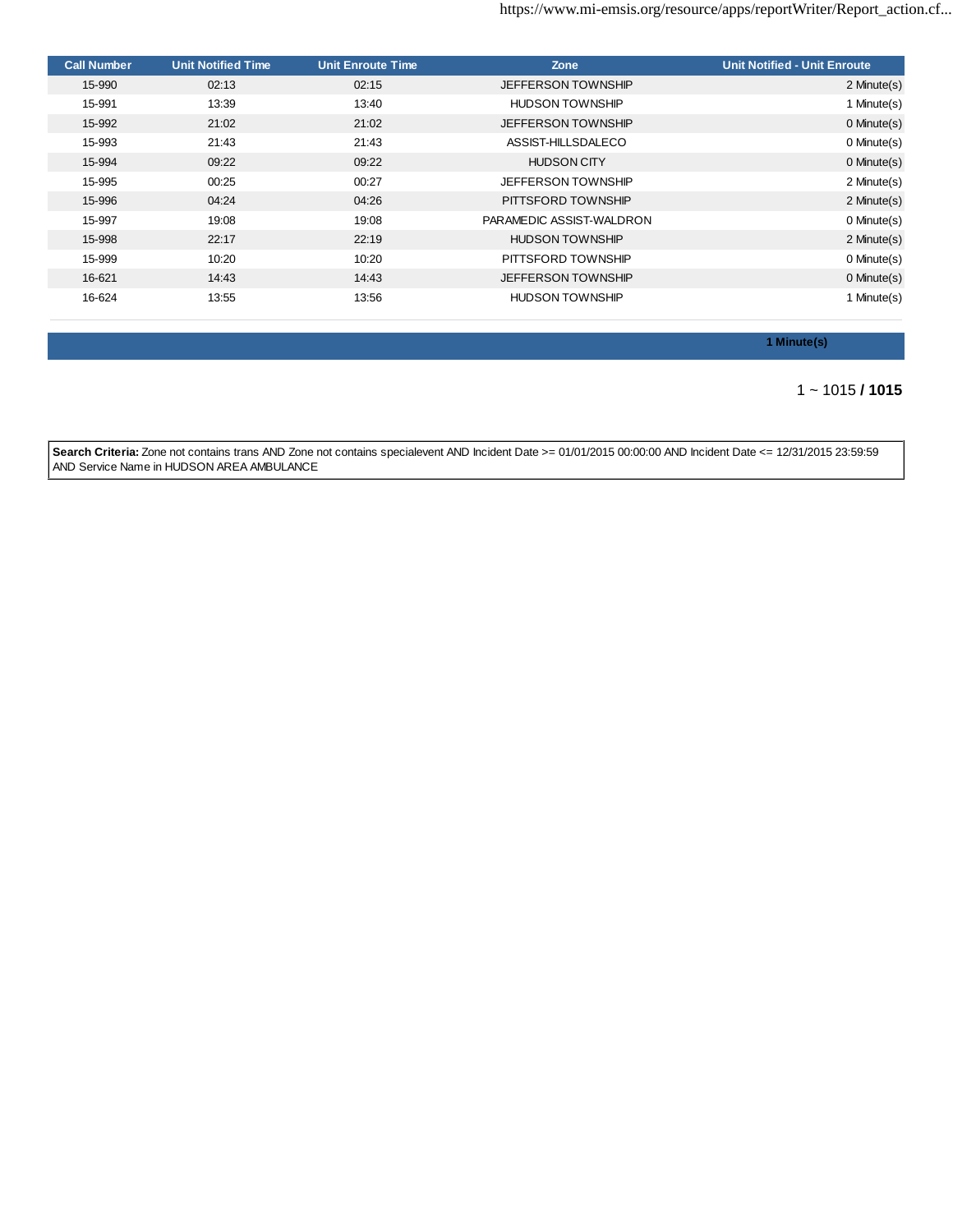| Call Number | Unit Notified Time | Unit Enroute Time | Zone | Unit Notified - Unit Enroute |
|---|---|---|---|---|
| 15-990 | 02:13 | 02:15 | JEFFERSON TOWNSHIP | 2 Minute(s) |
| 15-991 | 13:39 | 13:40 | HUDSON TOWNSHIP | 1 Minute(s) |
| 15-992 | 21:02 | 21:02 | JEFFERSON TOWNSHIP | 0 Minute(s) |
| 15-993 | 21:43 | 21:43 | ASSIST-HILLSDALECO | 0 Minute(s) |
| 15-994 | 09:22 | 09:22 | HUDSON CITY | 0 Minute(s) |
| 15-995 | 00:25 | 00:27 | JEFFERSON TOWNSHIP | 2 Minute(s) |
| 15-996 | 04:24 | 04:26 | PITTSFORD TOWNSHIP | 2 Minute(s) |
| 15-997 | 19:08 | 19:08 | PARAMEDIC ASSIST-WALDRON | 0 Minute(s) |
| 15-998 | 22:17 | 22:19 | HUDSON TOWNSHIP | 2 Minute(s) |
| 15-999 | 10:20 | 10:20 | PITTSFORD TOWNSHIP | 0 Minute(s) |
| 16-621 | 14:43 | 14:43 | JEFFERSON TOWNSHIP | 0 Minute(s) |
| 16-624 | 13:55 | 13:56 | HUDSON TOWNSHIP | 1 Minute(s) |
| | | | | **1 Minute(s)** |

1 ~ 1015 **/ 1015**

**Search Criteria:** Zone not contains trans AND Zone not contains specialevent AND Incident Date >= 01/01/2015 00:00:00 AND Incident Date <= 12/31/2015 23:59:59 AND Service Name in HUDSON AREA AMBULANCE